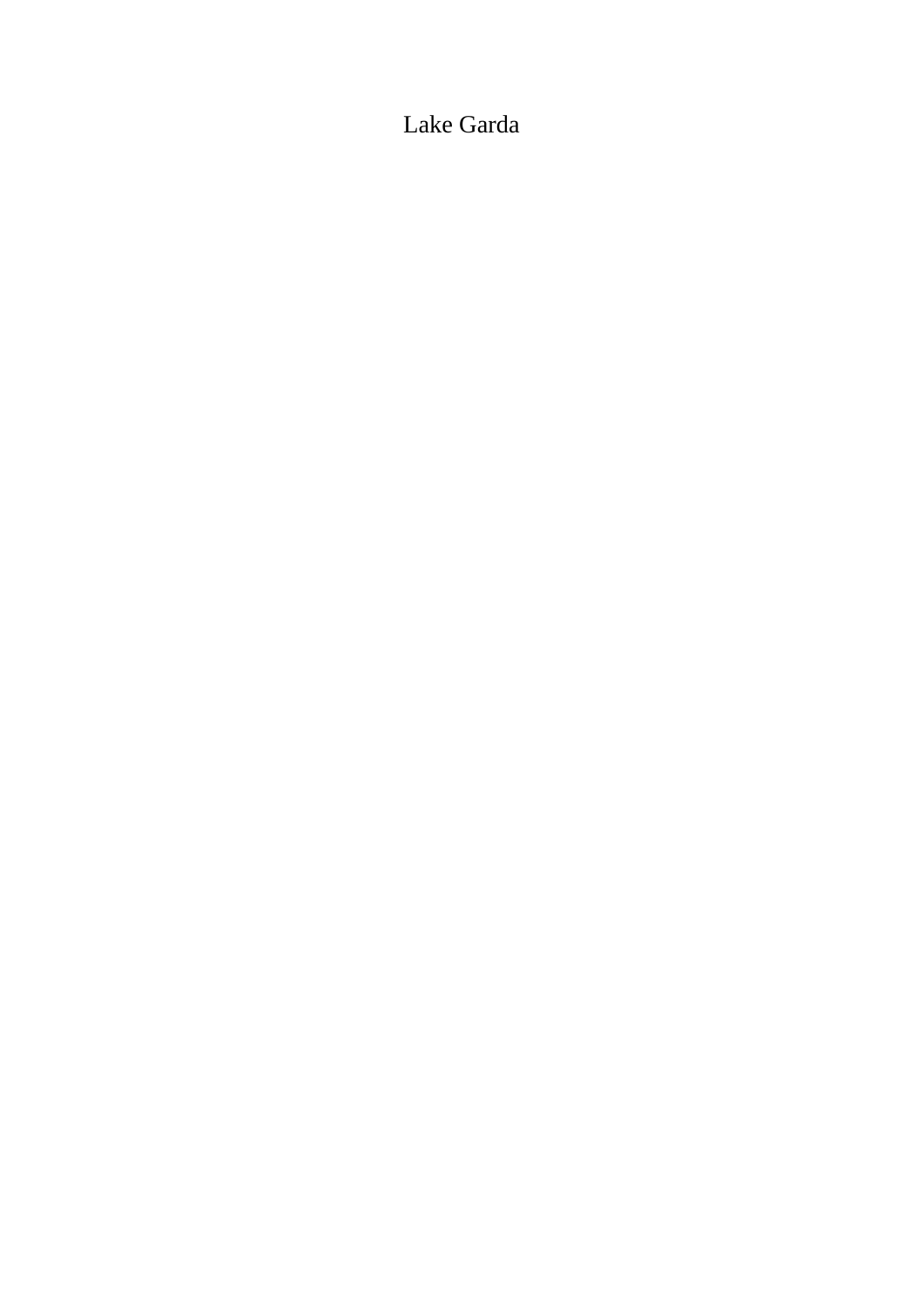# Lake Garda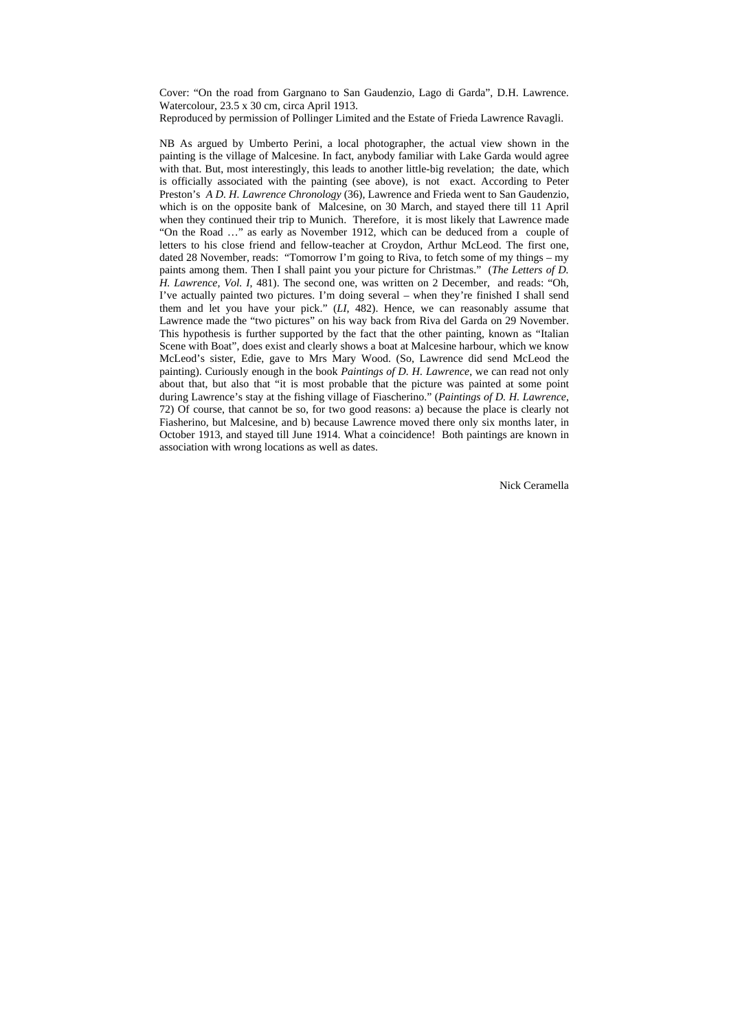Cover: "On the road from Gargnano to San Gaudenzio, Lago di Garda", D.H. Lawrence. Watercolour, 23.5 x 30 cm, circa April 1913.
Reproduced by permission of Pollinger Limited and the Estate of Frieda Lawrence Ravagli.

NB As argued by Umberto Perini, a local photographer, the actual view shown in the painting is the village of Malcesine. In fact, anybody familiar with Lake Garda would agree with that. But, most interestingly, this leads to another little-big revelation; the date, which is officially associated with the painting (see above), is not exact. According to Peter Preston's *A D. H. Lawrence Chronology* (36), Lawrence and Frieda went to San Gaudenzio, which is on the opposite bank of Malcesine, on 30 March, and stayed there till 11 April when they continued their trip to Munich. Therefore, it is most likely that Lawrence made "On the Road …" as early as November 1912, which can be deduced from a couple of letters to his close friend and fellow-teacher at Croydon, Arthur McLeod. The first one, dated 28 November, reads: "Tomorrow I'm going to Riva, to fetch some of my things – my paints among them. Then I shall paint you your picture for Christmas." (*The Letters of D. H. Lawrence, Vol. I*, 481). The second one, was written on 2 December, and reads: "Oh, I've actually painted two pictures. I'm doing several – when they're finished I shall send them and let you have your pick." (*LI*, 482). Hence, we can reasonably assume that Lawrence made the "two pictures" on his way back from Riva del Garda on 29 November. This hypothesis is further supported by the fact that the other painting, known as "Italian Scene with Boat", does exist and clearly shows a boat at Malcesine harbour, which we know McLeod's sister, Edie, gave to Mrs Mary Wood. (So, Lawrence did send McLeod the painting). Curiously enough in the book *Paintings of D. H. Lawrence*, we can read not only about that, but also that "it is most probable that the picture was painted at some point during Lawrence's stay at the fishing village of Fiascherino." (*Paintings of D. H. Lawrence*, 72) Of course, that cannot be so, for two good reasons: a) because the place is clearly not Fiasherino, but Malcesine, and b) because Lawrence moved there only six months later, in October 1913, and stayed till June 1914. What a coincidence! Both paintings are known in association with wrong locations as well as dates.

Nick Ceramella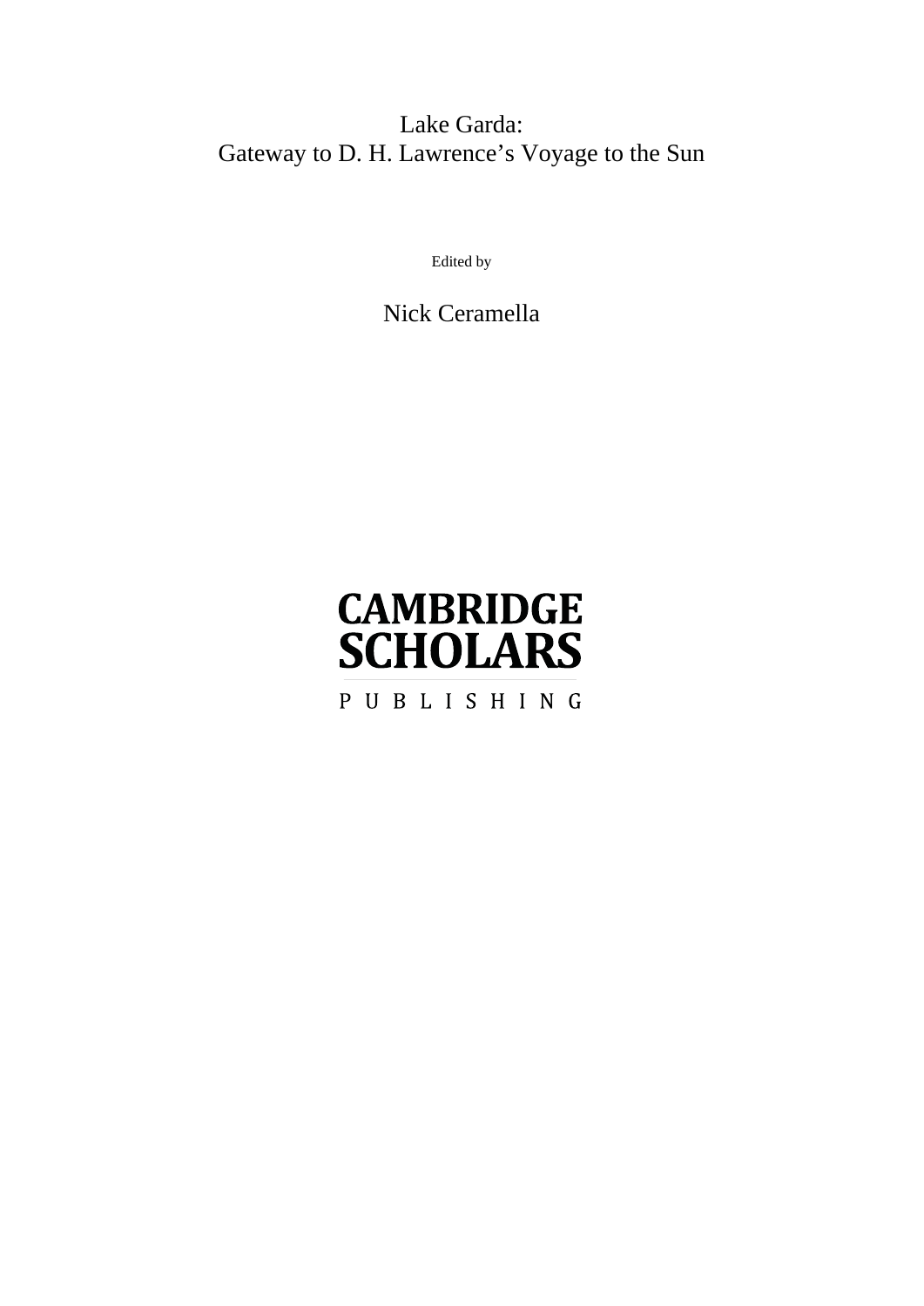# Lake Garda:
# Gateway to D. H. Lawrence's Voyage to the Sun

Edited by

Nick Ceramella

CAMBRIDGE SCHOLARS

PUBLISHING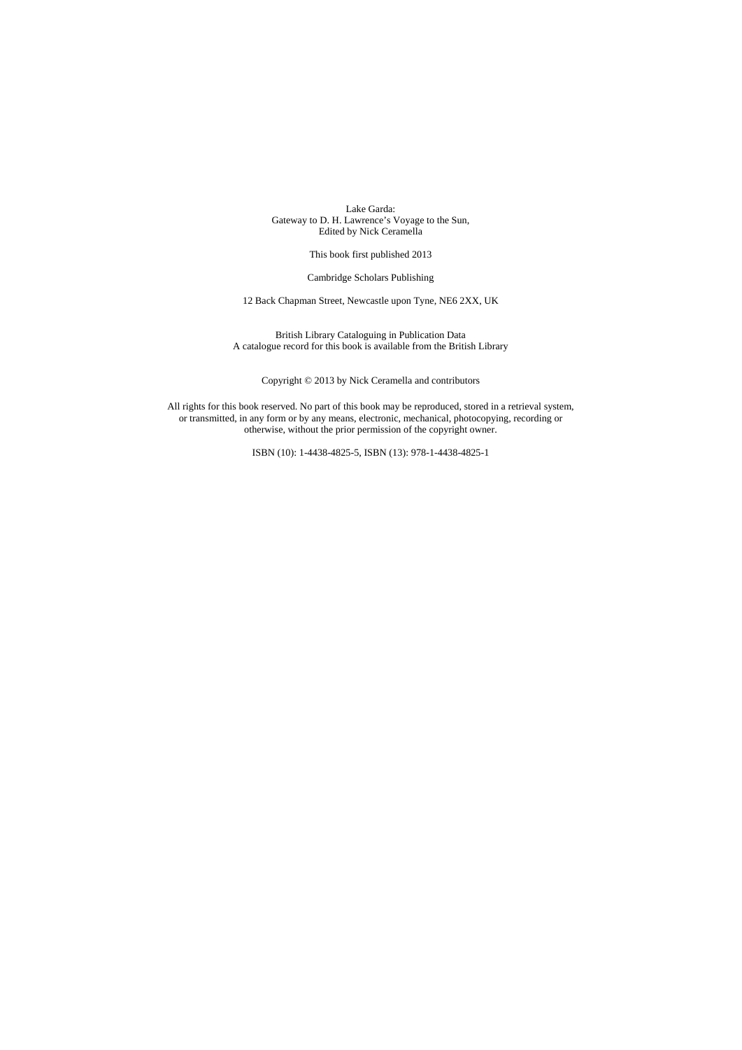Lake Garda:  
Gateway to D. H. Lawrence's Voyage to the Sun,  
Edited by Nick Ceramella

This book first published 2013

Cambridge Scholars Publishing

12 Back Chapman Street, Newcastle upon Tyne, NE6 2XX, UK

British Library Cataloguing in Publication Data  
A catalogue record for this book is available from the British Library

Copyright © 2013 by Nick Ceramella and contributors

All rights for this book reserved. No part of this book may be reproduced, stored in a retrieval system, or transmitted, in any form or by any means, electronic, mechanical, photocopying, recording or otherwise, without the prior permission of the copyright owner.

ISBN (10): 1-4438-4825-5, ISBN (13): 978-1-4438-4825-1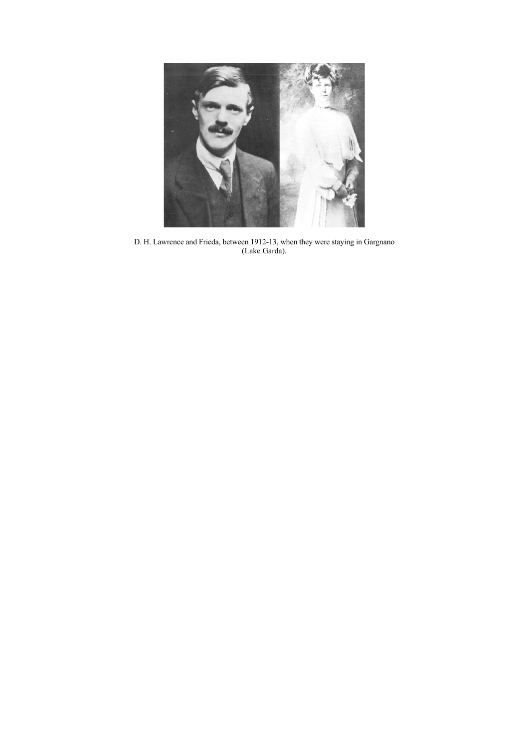D. H. Lawrence and Frieda, between 1912-13, when they were staying in Gargnano (Lake Garda).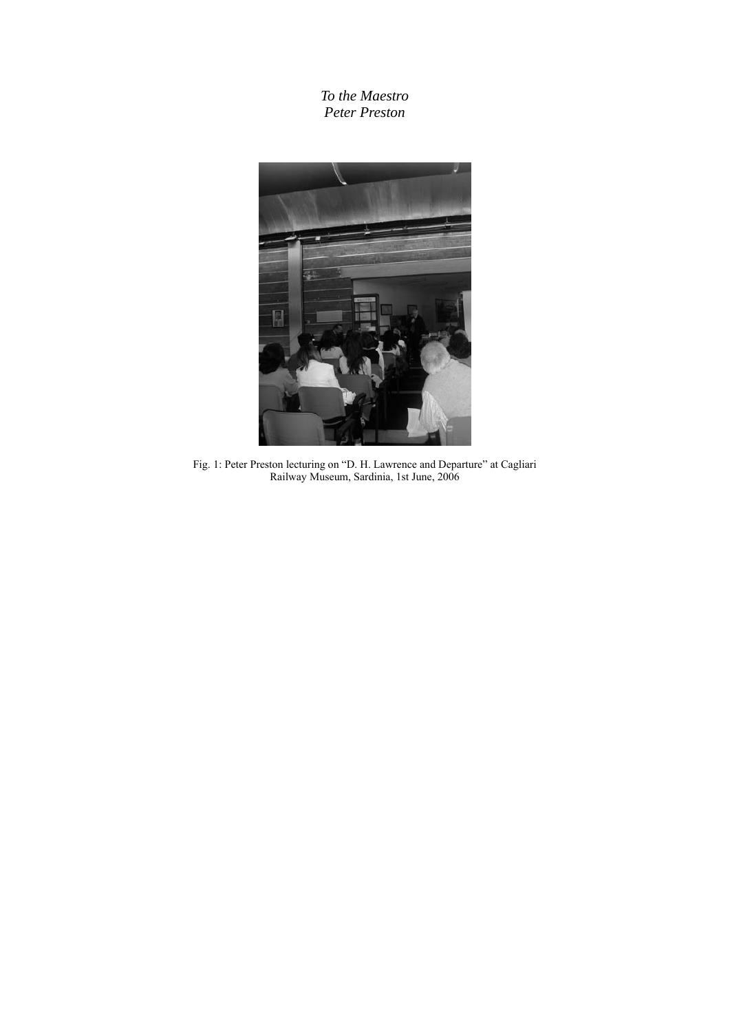*To the Maestro*
*Peter Preston*

Fig. 1: Peter Preston lecturing on "D. H. Lawrence and Departure" at Cagliari Railway Museum, Sardinia, 1st June, 2006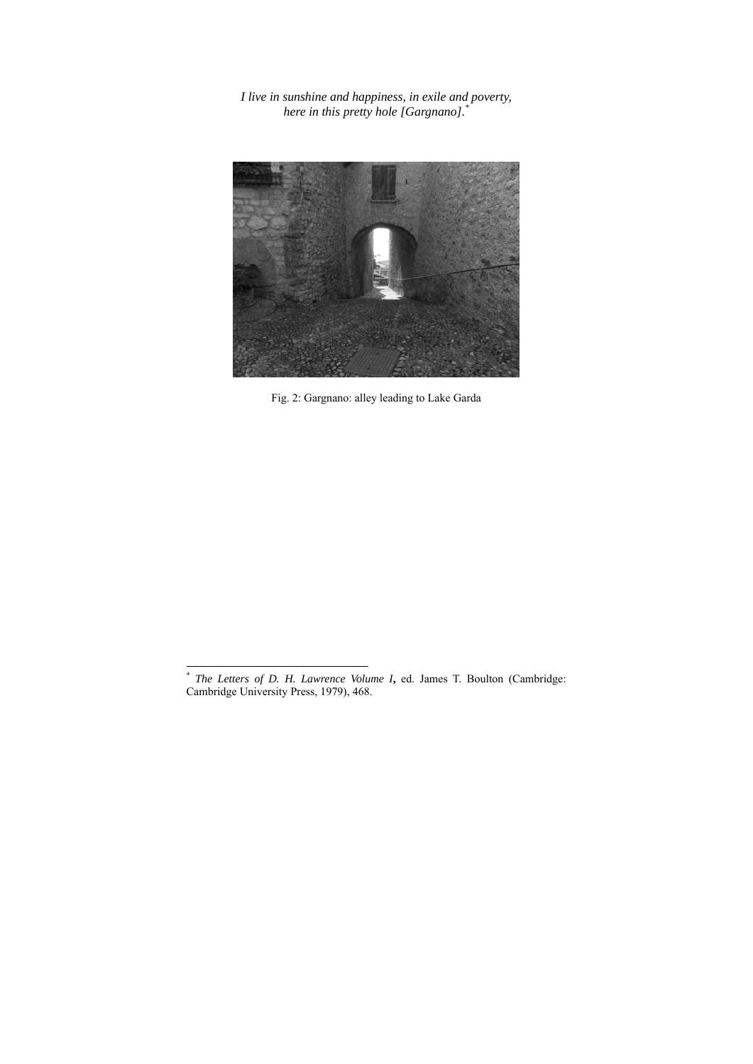*I live in sunshine and happiness, in exile and poverty, here in this pretty hole [Gargnano].*[*]

Fig. 2: Gargnano: alley leading to Lake Garda

[*] *The Letters of D. H. Lawrence Volume I***,** ed. James T. Boulton (Cambridge: Cambridge University Press, 1979), 468.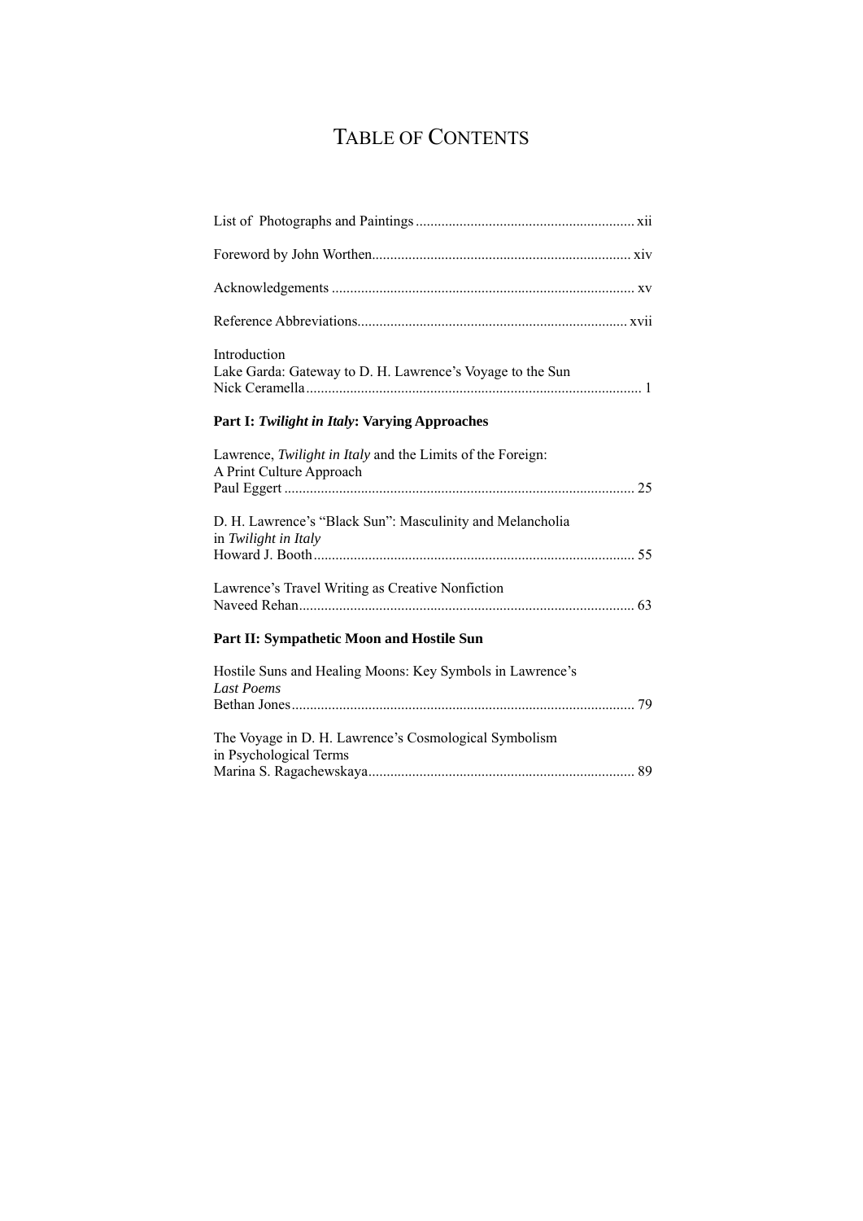# TABLE OF CONTENTS

List of Photographs and Paintings ........................................................... xii

Foreword by John Worthen...................................................................... xiv

Acknowledgements .................................................................................. xv

Reference Abbreviations......................................................................... xvii

Introduction
Lake Garda: Gateway to D. H. Lawrence's Voyage to the Sun
Nick Ceramella........................................................................................... 1

**Part I: *Twilight in Italy*: Varying Approaches**

Lawrence, *Twilight in Italy* and the Limits of the Foreign:
A Print Culture Approach
Paul Eggert ............................................................................................... 25

D. H. Lawrence's "Black Sun": Masculinity and Melancholia
in *Twilight in Italy*
Howard J. Booth....................................................................................... 55

Lawrence's Travel Writing as Creative Nonfiction
Naveed Rehan........................................................................................... 63

**Part II: Sympathetic Moon and Hostile Sun**

Hostile Suns and Healing Moons: Key Symbols in Lawrence's
*Last Poems*
Bethan Jones............................................................................................. 79

The Voyage in D. H. Lawrence's Cosmological Symbolism
in Psychological Terms
Marina S. Ragachewskaya......................................................................... 89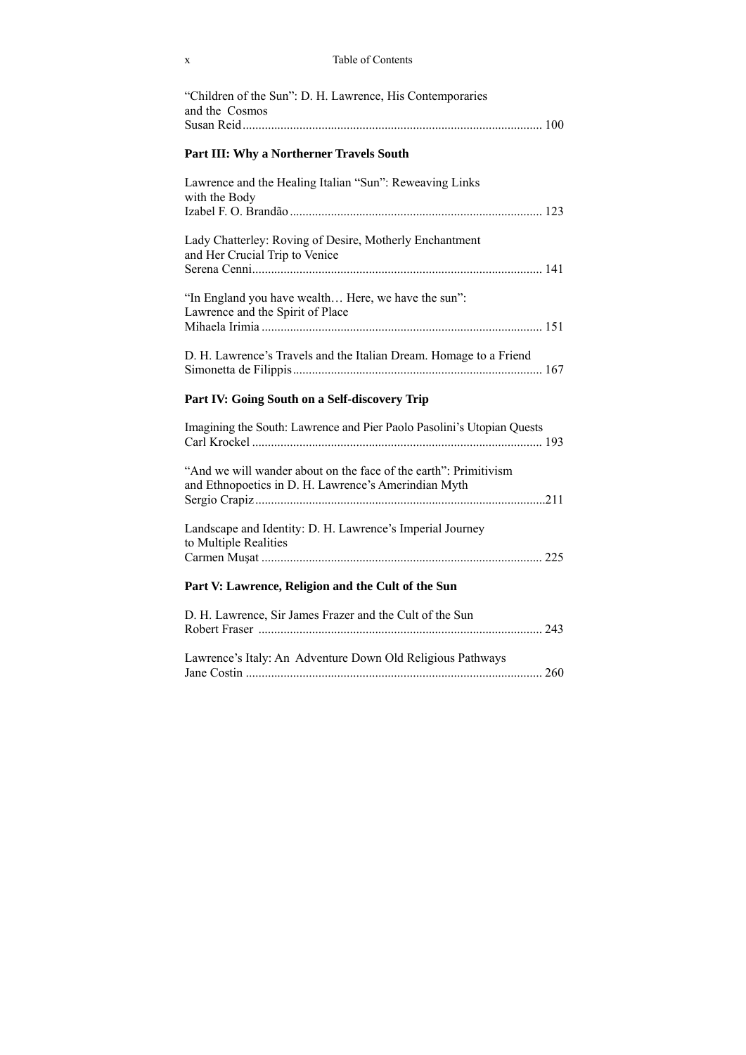"Children of the Sun": D. H. Lawrence, His Contemporaries and the Cosmos
Susan Reid .............................................................................................. 100

**Part III: Why a Northerner Travels South**

Lawrence and the Healing Italian "Sun": Reweaving Links with the Body
Izabel F. O. Brandão ................................................................................ 123

Lady Chatterley: Roving of Desire, Motherly Enchantment and Her Crucial Trip to Venice
Serena Cenni............................................................................................ 141

"In England you have wealth… Here, we have the sun": Lawrence and the Spirit of Place
Mihaela Irimia ......................................................................................... 151

D. H. Lawrence's Travels and the Italian Dream. Homage to a Friend
Simonetta de Filippis ............................................................................... 167

**Part IV: Going South on a Self-discovery Trip**

Imagining the South: Lawrence and Pier Paolo Pasolini's Utopian Quests
Carl Krockel ............................................................................................ 193

"And we will wander about on the face of the earth": Primitivism and Ethnopoetics in D. H. Lawrence's Amerindian Myth
Sergio Crapiz ...........................................................................................211

Landscape and Identity: D. H. Lawrence's Imperial Journey to Multiple Realities
Carmen Muşat .......................................................................................... 225

**Part V: Lawrence, Religion and the Cult of the Sun**

D. H. Lawrence, Sir James Frazer and the Cult of the Sun
Robert Fraser .......................................................................................... 243

Lawrence's Italy: An Adventure Down Old Religious Pathways
Jane Costin .............................................................................................. 260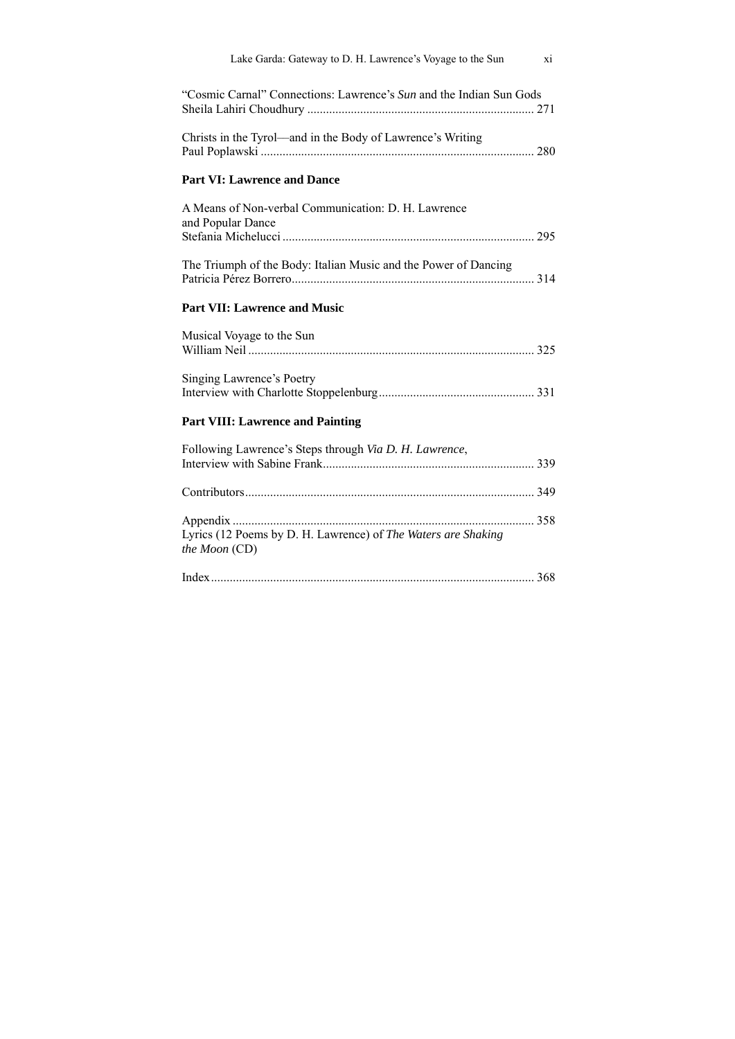"Cosmic Carnal" Connections: Lawrence's *Sun* and the Indian Sun Gods
Sheila Lahiri Choudhury ........................................................................ 271

Christs in the Tyrol—and in the Body of Lawrence's Writing
Paul Poplawski ....................................................................................... 280

**Part VI: Lawrence and Dance**

A Means of Non-verbal Communication: D. H. Lawrence and Popular Dance
Stefania Michelucci ................................................................................ 295

The Triumph of the Body: Italian Music and the Power of Dancing
Patricia Pérez Borrero............................................................................. 314

**Part VII: Lawrence and Music**

Musical Voyage to the Sun
William Neil ........................................................................................... 325

Singing Lawrence's Poetry
Interview with Charlotte Stoppelenburg................................................. 331

**Part VIII: Lawrence and Painting**

Following Lawrence's Steps through *Via D. H. Lawrence*,
Interview with Sabine Frank................................................................... 339

Contributors............................................................................................ 349

Appendix ................................................................................................ 358
Lyrics (12 Poems by D. H. Lawrence) of *The Waters are Shaking the Moon* (CD)

Index....................................................................................................... 368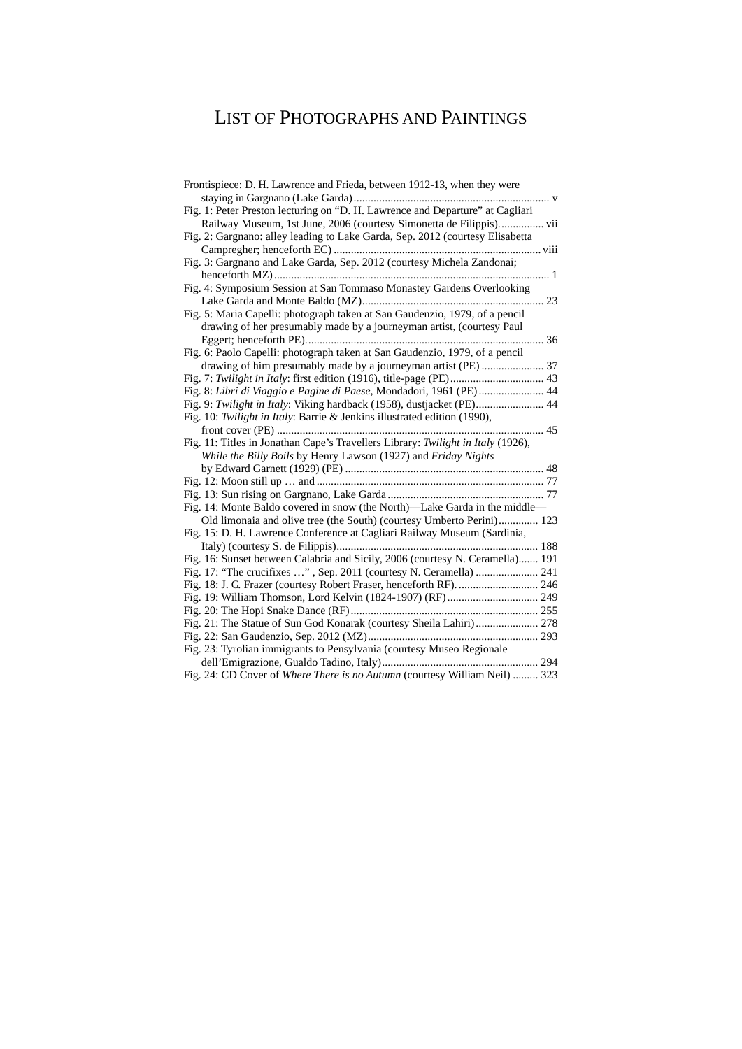# LIST OF PHOTOGRAPHS AND PAINTINGS

Frontispiece: D. H. Lawrence and Frieda, between 1912-13, when they were staying in Gargnano (Lake Garda) ..... v

Fig. 1: Peter Preston lecturing on "D. H. Lawrence and Departure" at Cagliari Railway Museum, 1st June, 2006 (courtesy Simonetta de Filippis) ..... vii

Fig. 2: Gargnano: alley leading to Lake Garda, Sep. 2012 (courtesy Elisabetta Crampegher; henceforth EC) ..... viii

Fig. 3: Gargnano and Lake Garda, Sep. 2012 (courtesy Michela Zandonai; henceforth MZ) ..... 1

Fig. 4: Symposium Session at San Tommaso Monastey Gardens Overlooking Lake Garda and Monte Baldo (MZ) ..... 23

Fig. 5: Maria Capelli: photograph taken at San Gaudenzio, 1979, of a pencil drawing of her presumably made by a journeyman artist, (courtesy Paul Eggert; henceforth PE) ..... 36

Fig. 6: Paolo Capelli: photograph taken at San Gaudenzio, 1979, of a pencil drawing of him presumably made by a journeyman artist (PE) ..... 37

Fig. 7: *Twilight in Italy*: first edition (1916), title-page (PE) ..... 43

Fig. 8: *Libri di Viaggio e Pagine di Paese*, Mondadori, 1961 (PE) ..... 44

Fig. 9: *Twilight in Italy*: Viking hardback (1958), dustjacket (PE) ..... 44

Fig. 10: *Twilight in Italy*: Barrie & Jenkins illustrated edition (1990), front cover (PE) ..... 45

Fig. 11: Titles in Jonathan Cape's Travellers Library: *Twilight in Italy* (1926), *While the Billy Boils* by Henry Lawson (1927) and *Friday Nights* by Edward Garnett (1929) (PE) ..... 48

Fig. 12: Moon still up … and ..... 77

Fig. 13: Sun rising on Gargnano, Lake Garda ..... 77

Fig. 14: Monte Baldo covered in snow (the North)—Lake Garda in the middle—Old limonaia and olive tree (the South) (courtesy Umberto Perini) ..... 123

Fig. 15: D. H. Lawrence Conference at Cagliari Railway Museum (Sardinia, Italy) (courtesy S. de Filippis) ..... 188

Fig. 16: Sunset between Calabria and Sicily, 2006 (courtesy N. Ceramella) ..... 191

Fig. 17: "The crucifixes …" , Sep. 2011 (courtesy N. Ceramella) ..... 241

Fig. 18: J. G. Frazer (courtesy Robert Fraser, henceforth RF) ..... 246

Fig. 19: William Thomson, Lord Kelvin (1824-1907) (RF) ..... 249

Fig. 20: The Hopi Snake Dance (RF) ..... 255

Fig. 21: The Statue of Sun God Konarak (courtesy Sheila Lahiri) ..... 278

Fig. 22: San Gaudenzio, Sep. 2012 (MZ) ..... 293

Fig. 23: Tyrolian immigrants to Pensylvania (courtesy Museo Regionale dell'Emigrazione, Gualdo Tadino, Italy) ..... 294

Fig. 24: CD Cover of *Where There is no Autumn* (courtesy William Neil) ..... 323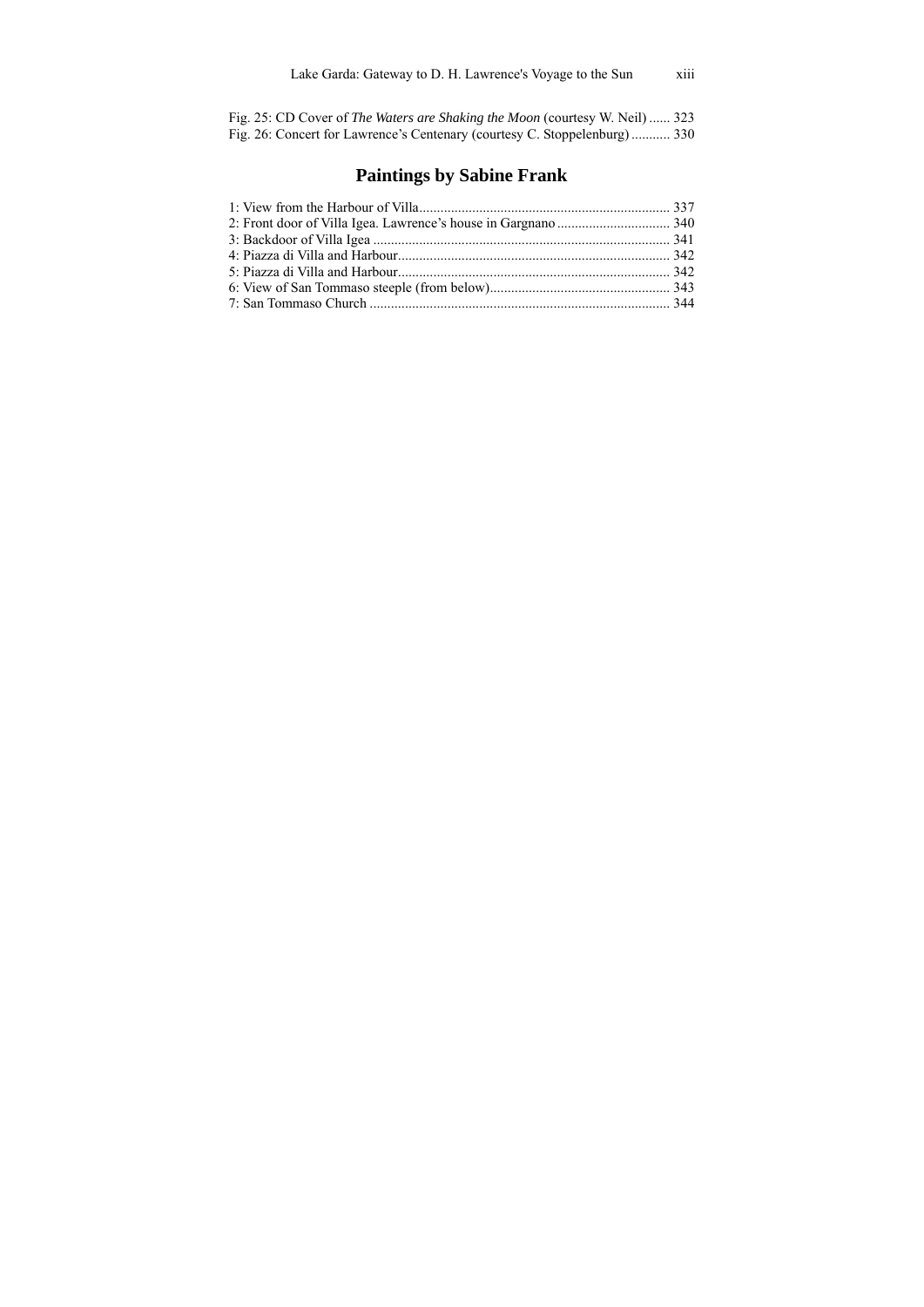Fig. 25: CD Cover of *The Waters are Shaking the Moon* (courtesy W. Neil) ...... 323
Fig. 26: Concert for Lawrence's Centenary (courtesy C. Stoppelenburg) ........... 330

## Paintings by Sabine Frank

1: View from the Harbour of Villa....................................................................... 337
2: Front door of Villa Igea. Lawrence's house in Gargnano ................................ 340
3: Backdoor of Villa Igea .................................................................................... 341
4: Piazza di Villa and Harbour............................................................................ 342
5: Piazza di Villa and Harbour............................................................................ 342
6: View of San Tommaso steeple (from below)................................................... 343
7: San Tommaso Church .................................................................................... 344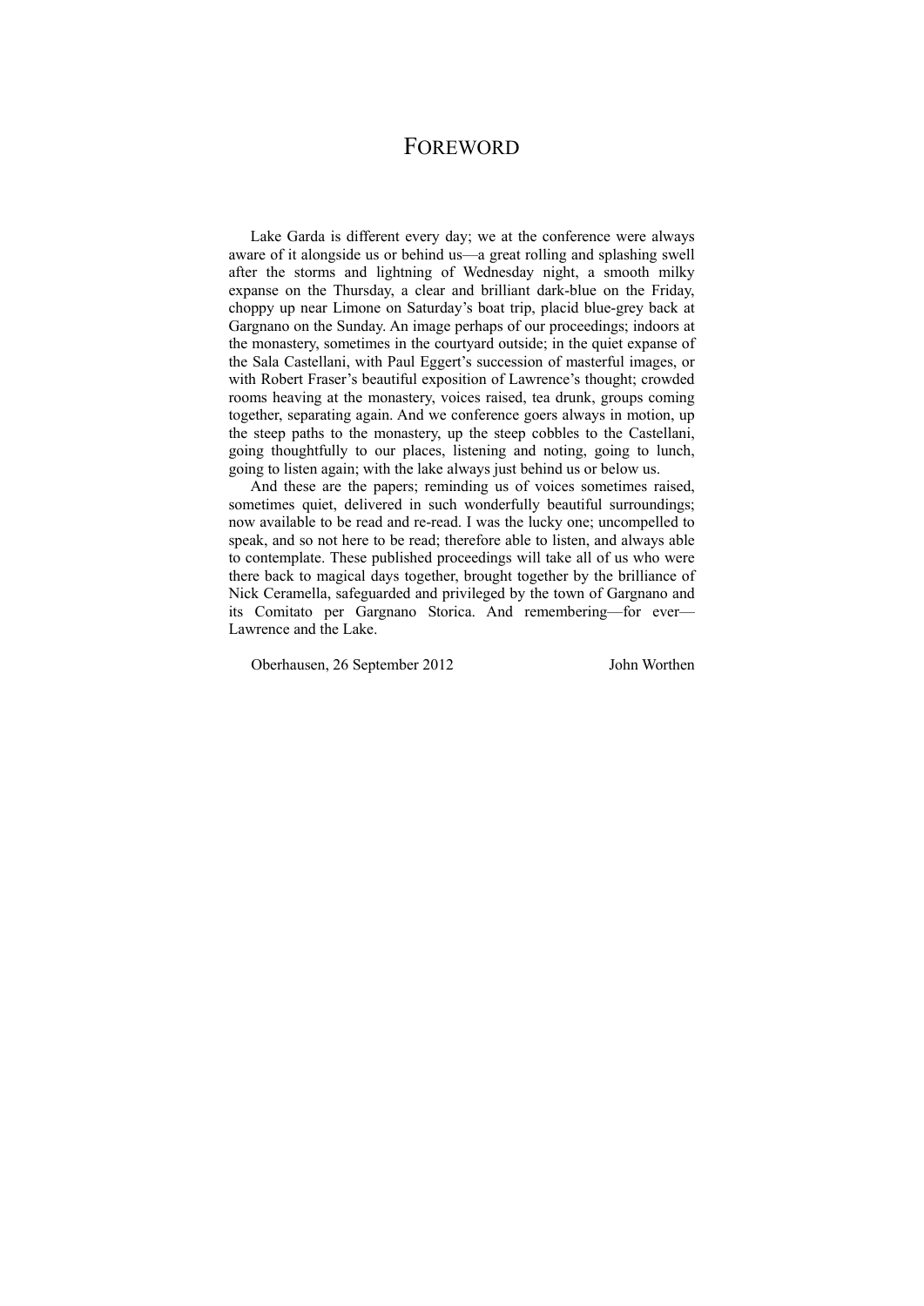# FOREWORD

Lake Garda is different every day; we at the conference were always aware of it alongside us or behind us—a great rolling and splashing swell after the storms and lightning of Wednesday night, a smooth milky expanse on the Thursday, a clear and brilliant dark-blue on the Friday, choppy up near Limone on Saturday's boat trip, placid blue-grey back at Gargnano on the Sunday. An image perhaps of our proceedings; indoors at the monastery, sometimes in the courtyard outside; in the quiet expanse of the Sala Castellani, with Paul Eggert's succession of masterful images, or with Robert Fraser's beautiful exposition of Lawrence's thought; crowded rooms heaving at the monastery, voices raised, tea drunk, groups coming together, separating again. And we conference goers always in motion, up the steep paths to the monastery, up the steep cobbles to the Castellani, going thoughtfully to our places, listening and noting, going to lunch, going to listen again; with the lake always just behind us or below us.

And these are the papers; reminding us of voices sometimes raised, sometimes quiet, delivered in such wonderfully beautiful surroundings; now available to be read and re-read. I was the lucky one; uncompelled to speak, and so not here to be read; therefore able to listen, and always able to contemplate. These published proceedings will take all of us who were there back to magical days together, brought together by the brilliance of Nick Ceramella, safeguarded and privileged by the town of Gargnano and its Comitato per Gargnano Storica. And remembering—for ever—Lawrence and the Lake.

Oberhausen, 26 September 2012 John Worthen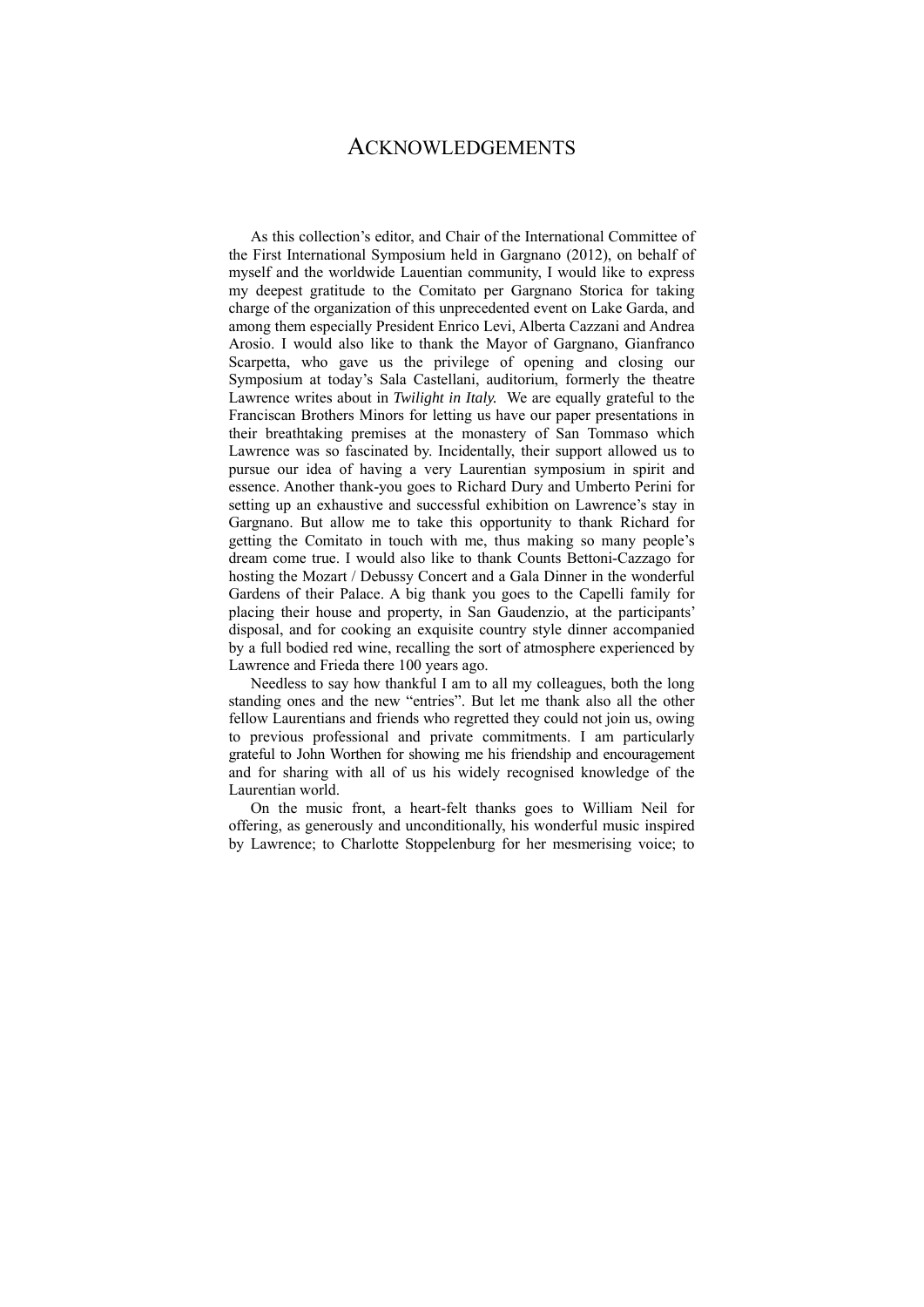# ACKNOWLEDGEMENTS

As this collection's editor, and Chair of the International Committee of the First International Symposium held in Gargnano (2012), on behalf of myself and the worldwide Lauentian community, I would like to express my deepest gratitude to the Comitato per Gargnano Storica for taking charge of the organization of this unprecedented event on Lake Garda, and among them especially President Enrico Levi, Alberta Cazzani and Andrea Arosio. I would also like to thank the Mayor of Gargnano, Gianfranco Scarpetta, who gave us the privilege of opening and closing our Symposium at today's Sala Castellani, auditorium, formerly the theatre Lawrence writes about in *Twilight in Italy.* We are equally grateful to the Franciscan Brothers Minors for letting us have our paper presentations in their breathtaking premises at the monastery of San Tommaso which Lawrence was so fascinated by. Incidentally, their support allowed us to pursue our idea of having a very Laurentian symposium in spirit and essence. Another thank-you goes to Richard Dury and Umberto Perini for setting up an exhaustive and successful exhibition on Lawrence's stay in Gargnano. But allow me to take this opportunity to thank Richard for getting the Comitato in touch with me, thus making so many people's dream come true. I would also like to thank Counts Bettoni-Cazzago for hosting the Mozart / Debussy Concert and a Gala Dinner in the wonderful Gardens of their Palace. A big thank you goes to the Capelli family for placing their house and property, in San Gaudenzio, at the participants' disposal, and for cooking an exquisite country style dinner accompanied by a full bodied red wine, recalling the sort of atmosphere experienced by Lawrence and Frieda there 100 years ago.

Needless to say how thankful I am to all my colleagues, both the long standing ones and the new "entries". But let me thank also all the other fellow Laurentians and friends who regretted they could not join us, owing to previous professional and private commitments. I am particularly grateful to John Worthen for showing me his friendship and encouragement and for sharing with all of us his widely recognised knowledge of the Laurentian world.

On the music front, a heart-felt thanks goes to William Neil for offering, as generously and unconditionally, his wonderful music inspired by Lawrence; to Charlotte Stoppelenburg for her mesmerising voice; to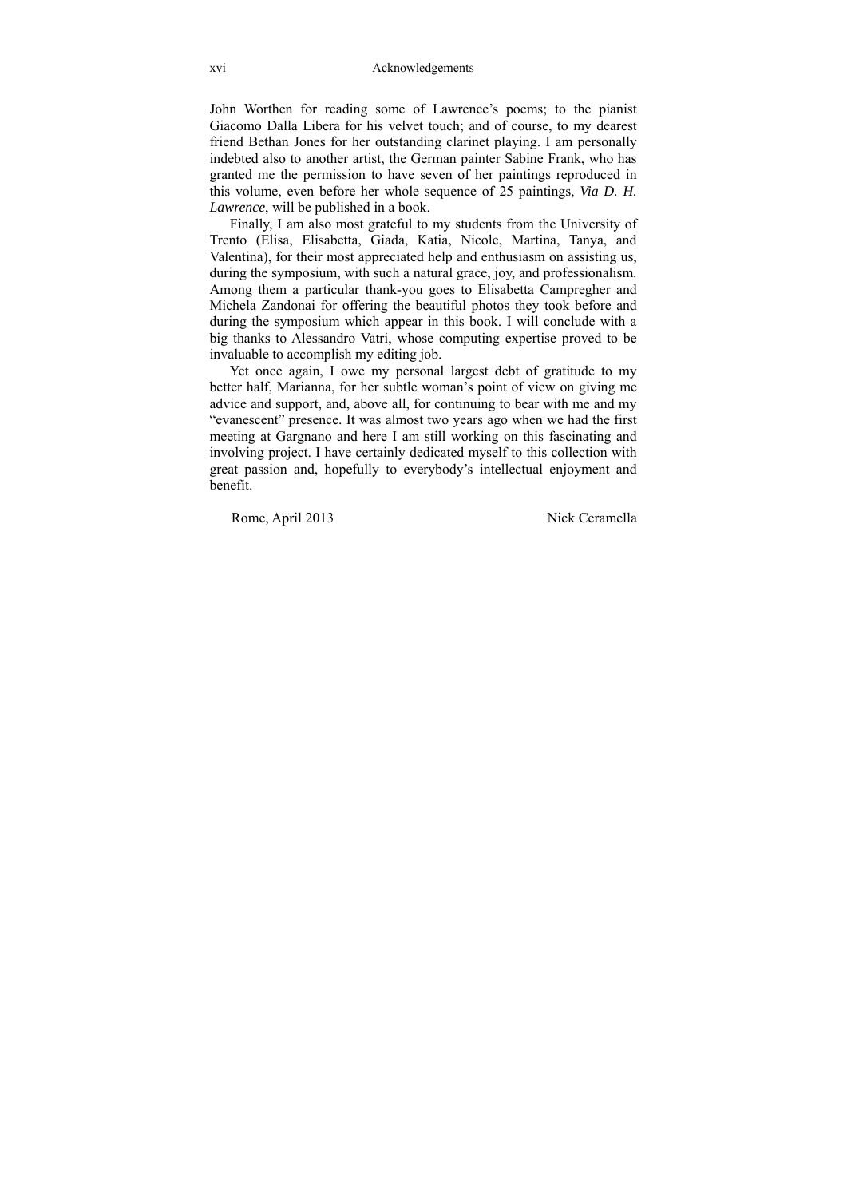John Worthen for reading some of Lawrence's poems; to the pianist Giacomo Dalla Libera for his velvet touch; and of course, to my dearest friend Bethan Jones for her outstanding clarinet playing. I am personally indebted also to another artist, the German painter Sabine Frank, who has granted me the permission to have seven of her paintings reproduced in this volume, even before her whole sequence of 25 paintings, *Via D. H. Lawrence*, will be published in a book.

Finally, I am also most grateful to my students from the University of Trento (Elisa, Elisabetta, Giada, Katia, Nicole, Martina, Tanya, and Valentina), for their most appreciated help and enthusiasm on assisting us, during the symposium, with such a natural grace, joy, and professionalism. Among them a particular thank-you goes to Elisabetta Campregher and Michela Zandonai for offering the beautiful photos they took before and during the symposium which appear in this book. I will conclude with a big thanks to Alessandro Vatri, whose computing expertise proved to be invaluable to accomplish my editing job.

Yet once again, I owe my personal largest debt of gratitude to my better half, Marianna, for her subtle woman's point of view on giving me advice and support, and, above all, for continuing to bear with me and my "evanescent" presence. It was almost two years ago when we had the first meeting at Gargnano and here I am still working on this fascinating and involving project. I have certainly dedicated myself to this collection with great passion and, hopefully to everybody's intellectual enjoyment and benefit.

Rome, April 2013 Nick Ceramella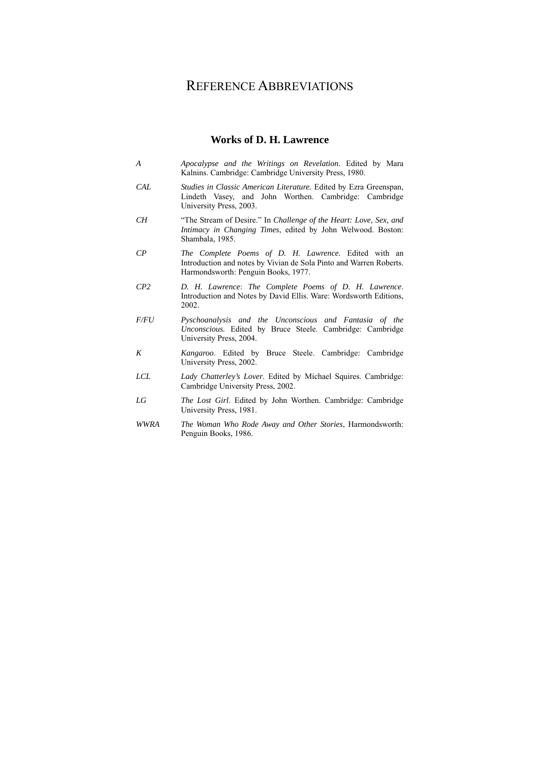# Reference Abbreviations

## Works of D. H. Lawrence

*A* — *Apocalypse and the Writings on Revelation.* Edited by Mara Kalnins. Cambridge: Cambridge University Press, 1980.

*CAL* — *Studies in Classic American Literature.* Edited by Ezra Greenspan, Lindeth Vasey, and John Worthen. Cambridge: Cambridge University Press, 2003.

*CH* — "The Stream of Desire." In *Challenge of the Heart: Love, Sex, and Intimacy in Changing Times*, edited by John Welwood. Boston: Shambala, 1985.

*CP* — *The Complete Poems of D. H. Lawrence.* Edited with an Introduction and notes by Vivian de Sola Pinto and Warren Roberts. Harmondsworth: Penguin Books, 1977.

*CP2* — *D. H. Lawrence*: *The Complete Poems of D. H. Lawrence*. Introduction and Notes by David Ellis. Ware: Wordsworth Editions, 2002.

*F/FU* — *Pyschoanalysis and the Unconscious and Fantasia of the Unconscious.* Edited by Bruce Steele. Cambridge: Cambridge University Press, 2004.

*K* — *Kangaroo*. Edited by Bruce Steele. Cambridge: Cambridge University Press, 2002.

*LCL* — *Lady Chatterley's Lover*. Edited by Michael Squires. Cambridge: Cambridge University Press, 2002.

*LG* — *The Lost Girl*. Edited by John Worthen. Cambridge: Cambridge University Press, 1981.

*WWRA* — *The Woman Who Rode Away and Other Stories*, Harmondsworth: Penguin Books, 1986.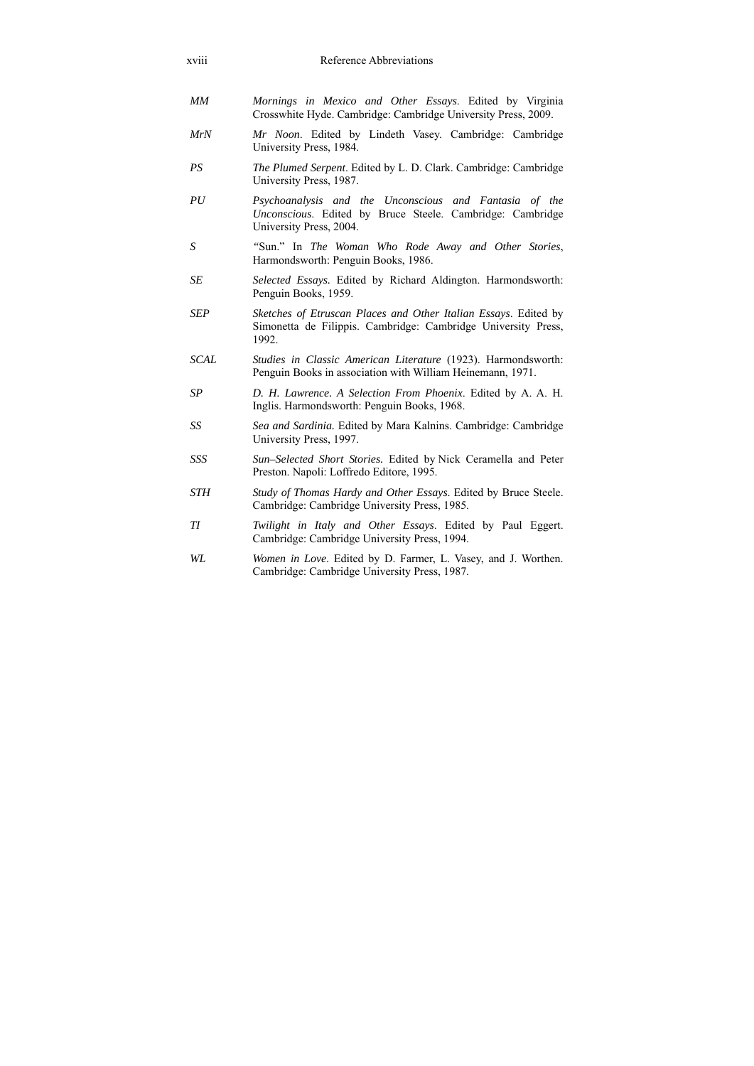*MM* — *Mornings in Mexico and Other Essays*. Edited by Virginia Crosswhite Hyde. Cambridge: Cambridge University Press, 2009.

*MrN* — *Mr Noon*. Edited by Lindeth Vasey. Cambridge: Cambridge University Press, 1984.

*PS* — *The Plumed Serpent*. Edited by L. D. Clark. Cambridge: Cambridge University Press, 1987.

*PU* — *Psychoanalysis and the Unconscious and Fantasia of the Unconscious*. Edited by Bruce Steele. Cambridge: Cambridge University Press, 2004.

*S* — "Sun." In *The Woman Who Rode Away and Other Stories*, Harmondsworth: Penguin Books, 1986.

*SE* — *Selected Essays.* Edited by Richard Aldington. Harmondsworth: Penguin Books, 1959.

*SEP* — *Sketches of Etruscan Places and Other Italian Essays*. Edited by Simonetta de Filippis. Cambridge: Cambridge University Press, 1992.

*SCAL* — *Studies in Classic American Literature* (1923). Harmondsworth: Penguin Books in association with William Heinemann, 1971.

*SP* — *D. H. Lawrence. A Selection From Phoenix*. Edited by A. A. H. Inglis. Harmondsworth: Penguin Books, 1968.

*SS* — *Sea and Sardinia.* Edited by Mara Kalnins. Cambridge: Cambridge University Press, 1997.

*SSS* — *Sun–Selected Short Stories.* Edited by Nick Ceramella and Peter Preston. Napoli: Loffredo Editore, 1995.

*STH* — *Study of Thomas Hardy and Other Essays*. Edited by Bruce Steele. Cambridge: Cambridge University Press, 1985.

*TI* — *Twilight in Italy and Other Essays*. Edited by Paul Eggert. Cambridge: Cambridge University Press, 1994.

*WL* — *Women in Love*. Edited by D. Farmer, L. Vasey, and J. Worthen. Cambridge: Cambridge University Press, 1987.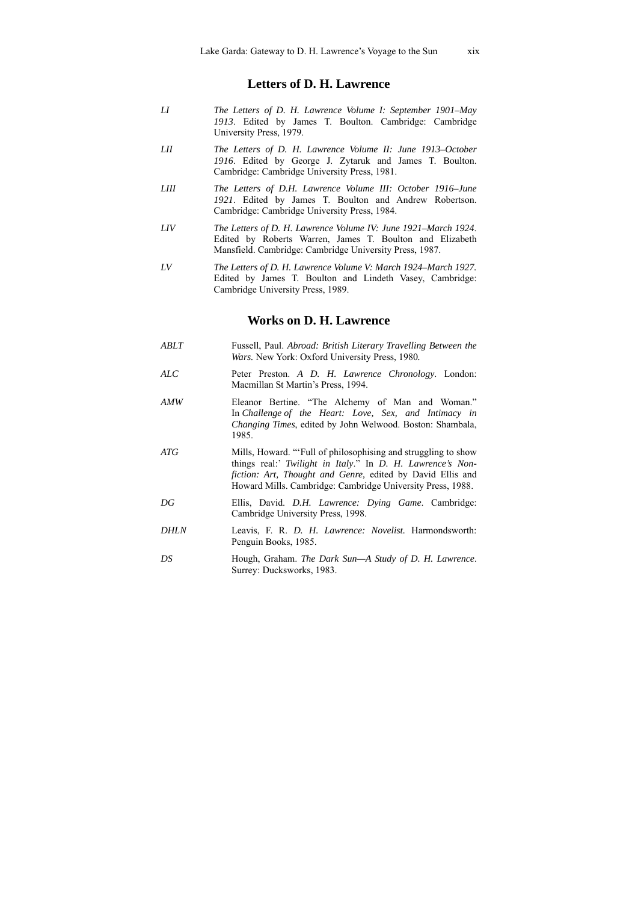## Letters of D. H. Lawrence

*LI* — *The Letters of D. H. Lawrence Volume I: September 1901–May 1913*. Edited by James T. Boulton. Cambridge: Cambridge University Press, 1979.

*LII* — *The Letters of D. H. Lawrence Volume II: June 1913–October 1916*. Edited by George J. Zytaruk and James T. Boulton. Cambridge: Cambridge University Press, 1981.

*LIII* — *The Letters of D.H. Lawrence Volume III: October 1916–June 1921*. Edited by James T. Boulton and Andrew Robertson. Cambridge: Cambridge University Press, 1984.

*LIV* — *The Letters of D. H. Lawrence Volume IV: June 1921–March 1924*. Edited by Roberts Warren, James T. Boulton and Elizabeth Mansfield. Cambridge: Cambridge University Press, 1987.

*LV* — *The Letters of D. H. Lawrence Volume V: March 1924–March 1927.* Edited by James T. Boulton and Lindeth Vasey, Cambridge: Cambridge University Press, 1989.

## Works on D. H. Lawrence

*ABLT* — Fussell, Paul. *Abroad: British Literary Travelling Between the Wars.* New York: Oxford University Press, 1980.

*ALC* — Peter Preston. *A D. H. Lawrence Chronology*. London: Macmillan St Martin's Press, 1994.

*AMW* — Eleanor Bertine. "The Alchemy of Man and Woman." In *Challenge of the Heart: Love, Sex, and Intimacy in Changing Times*, edited by John Welwood. Boston: Shambala, 1985.

*ATG* — Mills, Howard. "'Full of philosophising and struggling to show things real:' *Twilight in Italy*." In *D. H. Lawrence's Non-fiction: Art, Thought and Genre,* edited by David Ellis and Howard Mills. Cambridge: Cambridge University Press, 1988.

*DG* — Ellis, David. *D.H. Lawrence: Dying Game*. Cambridge: Cambridge University Press, 1998.

*DHLN* — Leavis, F. R. *D. H. Lawrence: Novelist.* Harmondsworth: Penguin Books, 1985.

*DS* — Hough, Graham. *The Dark Sun—A Study of D. H. Lawrence*. Surrey: Ducksworks, 1983.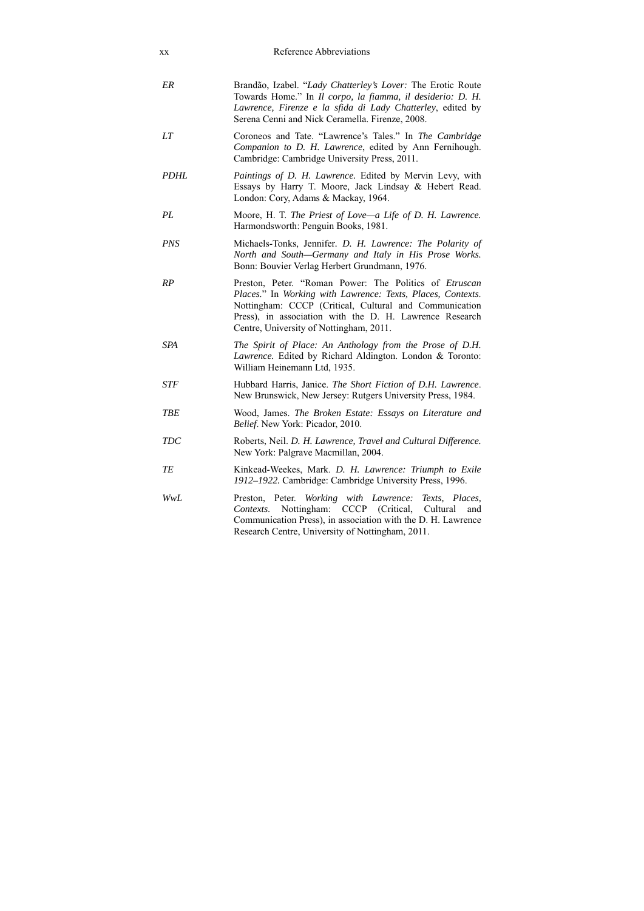| | |
|---|---|
| *ER* | Brandão, Izabel. "*Lady Chatterley's Lover:* The Erotic Route Towards Home." In *Il corpo, la fiamma, il desiderio: D. H. Lawrence, Firenze e la sfida di Lady Chatterley*, edited by Serena Cenni and Nick Ceramella. Firenze, 2008. |
| *LT* | Coroneos and Tate. "Lawrence's Tales." In *The Cambridge Companion to D. H. Lawrence*, edited by Ann Fernihough. Cambridge: Cambridge University Press, 2011. |
| *PDHL* | *Paintings of D. H. Lawrence.* Edited by Mervin Levy, with Essays by Harry T. Moore, Jack Lindsay & Hebert Read. London: Cory, Adams & Mackay, 1964. |
| *PL* | Moore, H. T. *The Priest of Love—a Life of D. H. Lawrence.* Harmondsworth: Penguin Books, 1981. |
| *PNS* | Michaels-Tonks, Jennifer. *D. H. Lawrence: The Polarity of North and South—Germany and Italy in His Prose Works.* Bonn: Bouvier Verlag Herbert Grundmann, 1976. |
| *RP* | Preston, Peter. "Roman Power: The Politics of *Etruscan Places.*" In *Working with Lawrence: Texts, Places, Contexts*. Nottingham: CCCP (Critical, Cultural and Communication Press), in association with the D. H. Lawrence Research Centre, University of Nottingham, 2011. |
| *SPA* | *The Spirit of Place: An Anthology from the Prose of D.H. Lawrence.* Edited by Richard Aldington. London & Toronto: William Heinemann Ltd, 1935. |
| *STF* | Hubbard Harris, Janice. *The Short Fiction of D.H. Lawrence*. New Brunswick, New Jersey: Rutgers University Press, 1984. |
| *TBE* | Wood, James. *The Broken Estate: Essays on Literature and Belief*. New York: Picador, 2010. |
| *TDC* | Roberts, Neil. *D. H. Lawrence, Travel and Cultural Difference.* New York: Palgrave Macmillan, 2004. |
| *TE* | Kinkead-Weekes, Mark. *D. H. Lawrence: Triumph to Exile 1912–1922.* Cambridge: Cambridge University Press, 1996. |
| *WwL* | Preston, Peter. *Working with Lawrence: Texts, Places, Contexts*. Nottingham: CCCP (Critical, Cultural and Communication Press), in association with the D. H. Lawrence Research Centre, University of Nottingham, 2011. |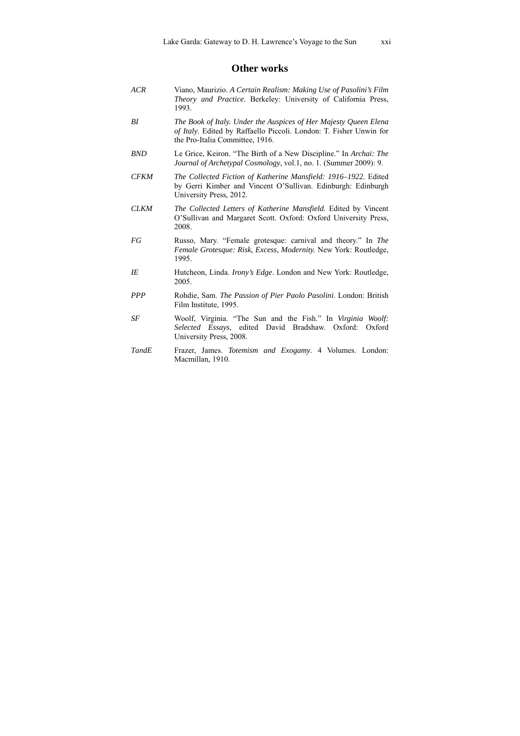## Other works

*ACR* — Viano, Maurizio. *A Certain Realism: Making Use of Pasolini's Film Theory and Practice*. Berkeley: University of California Press, 1993.

*BI* — *The Book of Italy. Under the Auspices of Her Majesty Queen Elena of Italy*. Edited by Raffaello Piccoli. London: T. Fisher Unwin for the Pro-Italia Committee, 1916.

*BND* — Le Grice, Keiron. "The Birth of a New Discipline." In *Archai: The Journal of Archetypal Cosmology*, vol.1, no. 1. (Summer 2009): 9.

*CFKM* — *The Collected Fiction of Katherine Mansfield: 1916–1922.* Edited by Gerri Kimber and Vincent O'Sullivan. Edinburgh: Edinburgh University Press, 2012.

*CLKM* — *The Collected Letters of Katherine Mansfield.* Edited by Vincent O'Sullivan and Margaret Scott. Oxford: Oxford University Press, 2008.

*FG* — Russo, Mary. "Female grotesque: carnival and theory." In *The Female Grotesque: Risk, Excess, Modernity.* New York: Routledge, 1995.

*IE* — Hutcheon, Linda. *Irony's Edge*. London and New York: Routledge, 2005.

*PPP* — Rohdie, Sam. *The Passion of Pier Paolo Pasolini*. London: British Film Institute, 1995.

*SF* — Woolf, Virginia. "The Sun and the Fish." In *Virginia Woolf: Selected Essays*, edited David Bradshaw. Oxford: Oxford University Press, 2008.

*TandE* — Frazer, James. *Totemism and Exogamy*. 4 Volumes. London: Macmillan, 1910.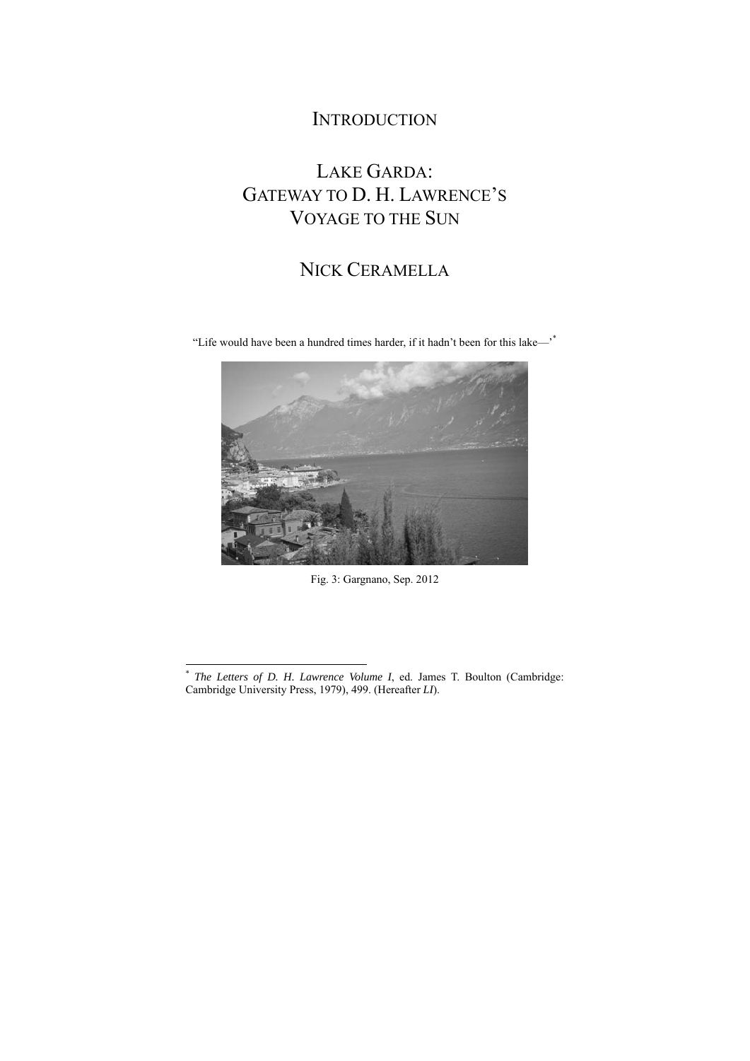# INTRODUCTION

## LAKE GARDA: GATEWAY TO D. H. LAWRENCE'S VOYAGE TO THE SUN

### NICK CERAMELLA

"Life would have been a hundred times harder, if it hadn't been for this lake—'*

Fig. 3: Gargnano, Sep. 2012

---

* *The Letters of D. H. Lawrence Volume I*, ed. James T. Boulton (Cambridge: Cambridge University Press, 1979), 499. (Hereafter *LI*).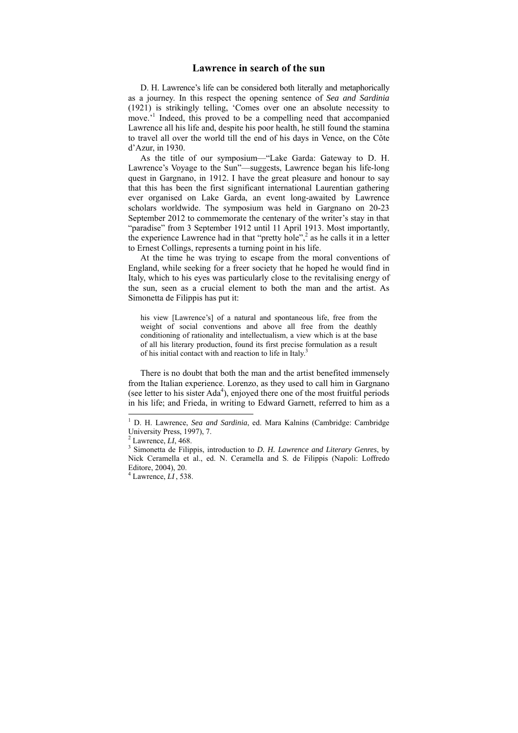## Lawrence in search of the sun

D. H. Lawrence's life can be considered both literally and metaphorically as a journey. In this respect the opening sentence of *Sea and Sardinia* (1921) is strikingly telling, 'Comes over one an absolute necessity to move.'[1] Indeed, this proved to be a compelling need that accompanied Lawrence all his life and, despite his poor health, he still found the stamina to travel all over the world till the end of his days in Vence, on the Côte d'Azur, in 1930.

As the title of our symposium—"Lake Garda: Gateway to D. H. Lawrence's Voyage to the Sun"—suggests, Lawrence began his life-long quest in Gargnano, in 1912. I have the great pleasure and honour to say that this has been the first significant international Laurentian gathering ever organised on Lake Garda, an event long-awaited by Lawrence scholars worldwide. The symposium was held in Gargnano on 20-23 September 2012 to commemorate the centenary of the writer's stay in that "paradise" from 3 September 1912 until 11 April 1913. Most importantly, the experience Lawrence had in that "pretty hole",[2] as he calls it in a letter to Ernest Collings, represents a turning point in his life.

At the time he was trying to escape from the moral conventions of England, while seeking for a freer society that he hoped he would find in Italy, which to his eyes was particularly close to the revitalising energy of the sun, seen as a crucial element to both the man and the artist. As Simonetta de Filippis has put it:

> his view [Lawrence's] of a natural and spontaneous life, free from the weight of social conventions and above all free from the deathly conditioning of rationality and intellectualism, a view which is at the base of all his literary production, found its first precise formulation as a result of his initial contact with and reaction to life in Italy.[3]

There is no doubt that both the man and the artist benefited immensely from the Italian experience. Lorenzo, as they used to call him in Gargnano (see letter to his sister Ada[4]), enjoyed there one of the most fruitful periods in his life; and Frieda, in writing to Edward Garnett, referred to him as a

---

[1] D. H. Lawrence, *Sea and Sardinia*, ed. Mara Kalnins (Cambridge: Cambridge University Press, 1997), 7.

[2] Lawrence, *LI*, 468.

[3] Simonetta de Filippis, introduction to *D. H. Lawrence and Literary Genres*, by Nick Ceramella et al., ed. N. Ceramella and S. de Filippis (Napoli: Loffredo Editore, 2004), 20.

[4] Lawrence, *LI* , 538.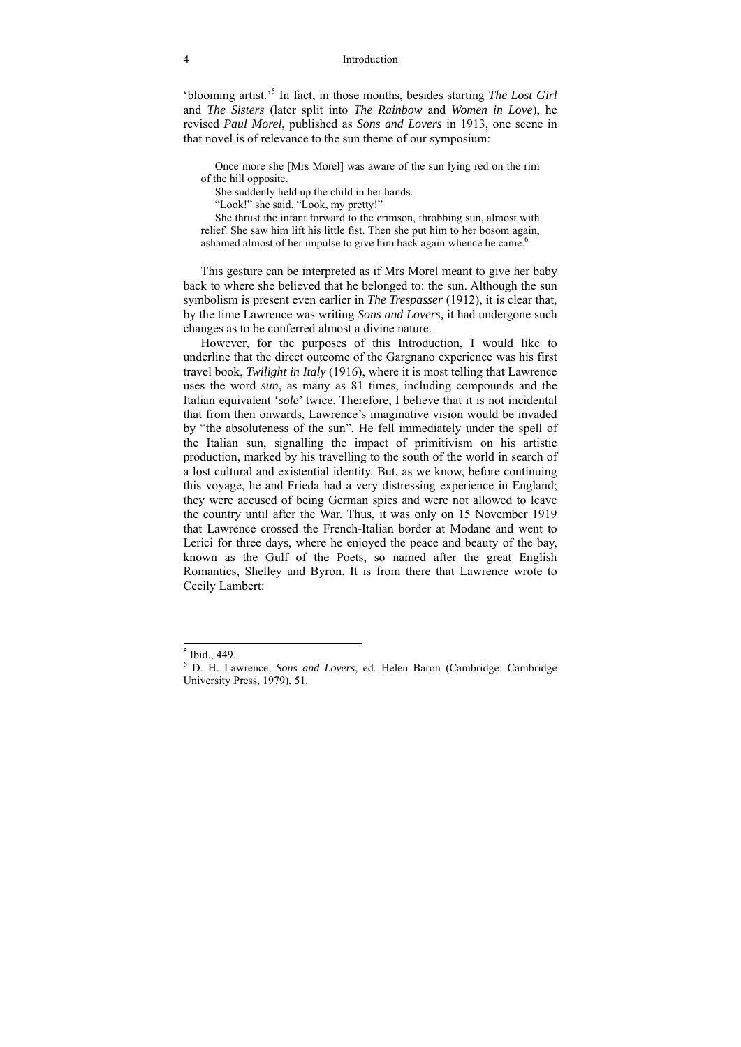'blooming artist.'[5] In fact, in those months, besides starting *The Lost Girl* and *The Sisters* (later split into *The Rainbow* and *Women in Love*), he revised *Paul Morel*, published as *Sons and Lovers* in 1913, one scene in that novel is of relevance to the sun theme of our symposium:

> Once more she [Mrs Morel] was aware of the sun lying red on the rim of the hill opposite.
>
> She suddenly held up the child in her hands.
>
> "Look!" she said. "Look, my pretty!"
>
> She thrust the infant forward to the crimson, throbbing sun, almost with relief. She saw him lift his little fist. Then she put him to her bosom again, ashamed almost of her impulse to give him back again whence he came.[6]

This gesture can be interpreted as if Mrs Morel meant to give her baby back to where she believed that he belonged to: the sun. Although the sun symbolism is present even earlier in *The Trespasser* (1912), it is clear that, by the time Lawrence was writing *Sons and Lovers,* it had undergone such changes as to be conferred almost a divine nature.

However, for the purposes of this Introduction, I would like to underline that the direct outcome of the Gargnano experience was his first travel book, *Twilight in Italy* (1916), where it is most telling that Lawrence uses the word *sun*, as many as 81 times, including compounds and the Italian equivalent '*sole*' twice. Therefore, I believe that it is not incidental that from then onwards, Lawrence's imaginative vision would be invaded by "the absoluteness of the sun". He fell immediately under the spell of the Italian sun, signalling the impact of primitivism on his artistic production, marked by his travelling to the south of the world in search of a lost cultural and existential identity. But, as we know, before continuing this voyage, he and Frieda had a very distressing experience in England; they were accused of being German spies and were not allowed to leave the country until after the War. Thus, it was only on 15 November 1919 that Lawrence crossed the French-Italian border at Modane and went to Lerici for three days, where he enjoyed the peace and beauty of the bay, known as the Gulf of the Poets, so named after the great English Romantics, Shelley and Byron. It is from there that Lawrence wrote to Cecily Lambert:

---

[5] Ibid., 449.

[6] D. H. Lawrence, *Sons and Lovers*, ed. Helen Baron (Cambridge: Cambridge University Press, 1979), 51.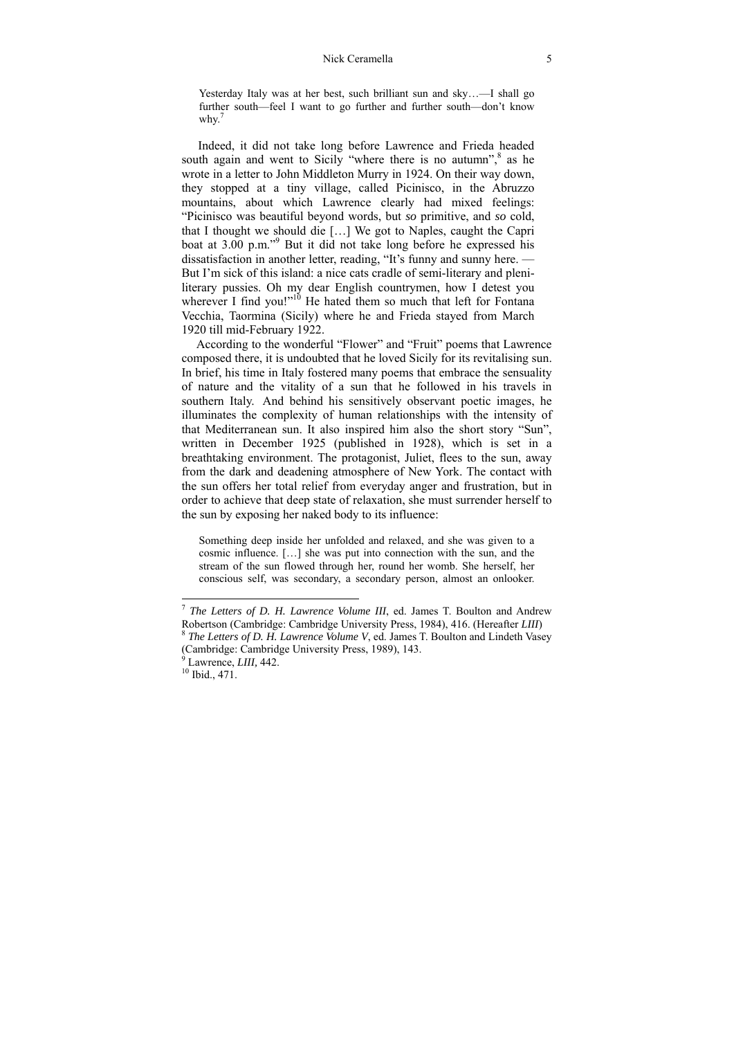> Yesterday Italy was at her best, such brilliant sun and sky…—I shall go further south—feel I want to go further and further south—don't know why.[7]

Indeed, it did not take long before Lawrence and Frieda headed south again and went to Sicily "where there is no autumn",[8] as he wrote in a letter to John Middleton Murry in 1924. On their way down, they stopped at a tiny village, called Picinisco, in the Abruzzo mountains, about which Lawrence clearly had mixed feelings: "Picinisco was beautiful beyond words, but *so* primitive, and *so* cold, that I thought we should die […] We got to Naples, caught the Capri boat at 3.00 p.m."[9] But it did not take long before he expressed his dissatisfaction in another letter, reading, "It's funny and sunny here. — But I'm sick of this island: a nice cats cradle of semi-literary and pleni-literary pussies. Oh my dear English countrymen, how I detest you wherever I find you!"[10] He hated them so much that left for Fontana Vecchia, Taormina (Sicily) where he and Frieda stayed from March 1920 till mid-February 1922.

According to the wonderful "Flower" and "Fruit" poems that Lawrence composed there, it is undoubted that he loved Sicily for its revitalising sun. In brief, his time in Italy fostered many poems that embrace the sensuality of nature and the vitality of a sun that he followed in his travels in southern Italy. And behind his sensitively observant poetic images, he illuminates the complexity of human relationships with the intensity of that Mediterranean sun. It also inspired him also the short story "Sun", written in December 1925 (published in 1928), which is set in a breathtaking environment. The protagonist, Juliet, flees to the sun, away from the dark and deadening atmosphere of New York. The contact with the sun offers her total relief from everyday anger and frustration, but in order to achieve that deep state of relaxation, she must surrender herself to the sun by exposing her naked body to its influence:

> Something deep inside her unfolded and relaxed, and she was given to a cosmic influence. […] she was put into connection with the sun, and the stream of the sun flowed through her, round her womb. She herself, her conscious self, was secondary, a secondary person, almost an onlooker.

---

[7] *The Letters of D. H. Lawrence Volume III*, ed. James T. Boulton and Andrew Robertson (Cambridge: Cambridge University Press, 1984), 416. (Hereafter *LIII*)

[8] *The Letters of D. H. Lawrence Volume V*, ed. James T. Boulton and Lindeth Vasey (Cambridge: Cambridge University Press, 1989), 143.

[9] Lawrence, *LIII*, 442.

[10] Ibid., 471.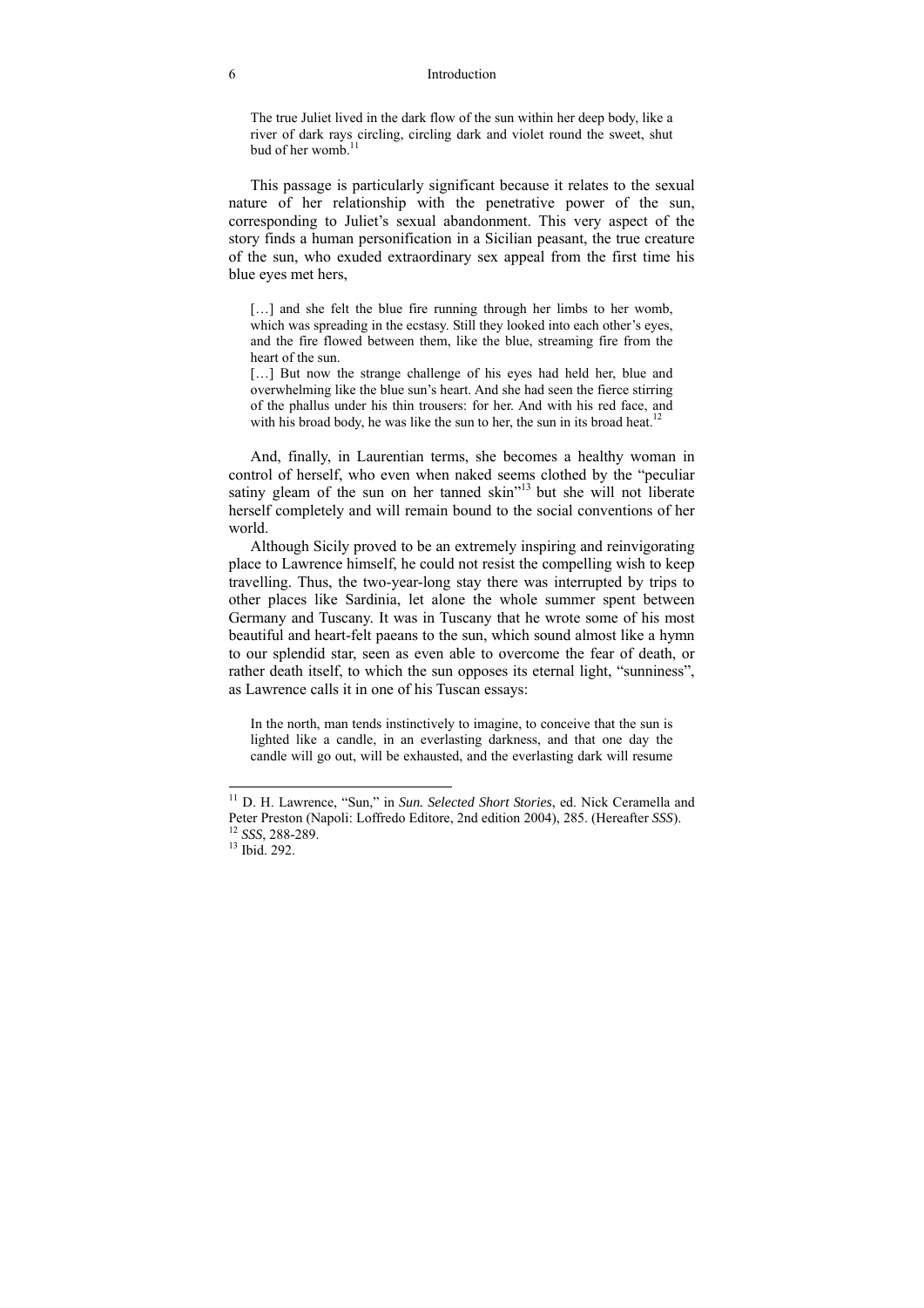> The true Juliet lived in the dark flow of the sun within her deep body, like a river of dark rays circling, circling dark and violet round the sweet, shut bud of her womb.[11]

This passage is particularly significant because it relates to the sexual nature of her relationship with the penetrative power of the sun, corresponding to Juliet's sexual abandonment. This very aspect of the story finds a human personification in a Sicilian peasant, the true creature of the sun, who exuded extraordinary sex appeal from the first time his blue eyes met hers,

> […] and she felt the blue fire running through her limbs to her womb, which was spreading in the ecstasy. Still they looked into each other's eyes, and the fire flowed between them, like the blue, streaming fire from the heart of the sun.
>
> […] But now the strange challenge of his eyes had held her, blue and overwhelming like the blue sun's heart. And she had seen the fierce stirring of the phallus under his thin trousers: for her. And with his red face, and with his broad body, he was like the sun to her, the sun in its broad heat.[12]

And, finally, in Laurentian terms, she becomes a healthy woman in control of herself, who even when naked seems clothed by the "peculiar satiny gleam of the sun on her tanned skin"[13] but she will not liberate herself completely and will remain bound to the social conventions of her world.

Although Sicily proved to be an extremely inspiring and reinvigorating place to Lawrence himself, he could not resist the compelling wish to keep travelling. Thus, the two-year-long stay there was interrupted by trips to other places like Sardinia, let alone the whole summer spent between Germany and Tuscany. It was in Tuscany that he wrote some of his most beautiful and heart-felt paeans to the sun, which sound almost like a hymn to our splendid star, seen as even able to overcome the fear of death, or rather death itself, to which the sun opposes its eternal light, "sunniness", as Lawrence calls it in one of his Tuscan essays:

> In the north, man tends instinctively to imagine, to conceive that the sun is lighted like a candle, in an everlasting darkness, and that one day the candle will go out, will be exhausted, and the everlasting dark will resume

---

[11] D. H. Lawrence, "Sun," in *Sun. Selected Short Stories*, ed. Nick Ceramella and Peter Preston (Napoli: Loffredo Editore, 2nd edition 2004), 285. (Hereafter *SSS*).

[12] *SSS*, 288-289.

[13] Ibid. 292.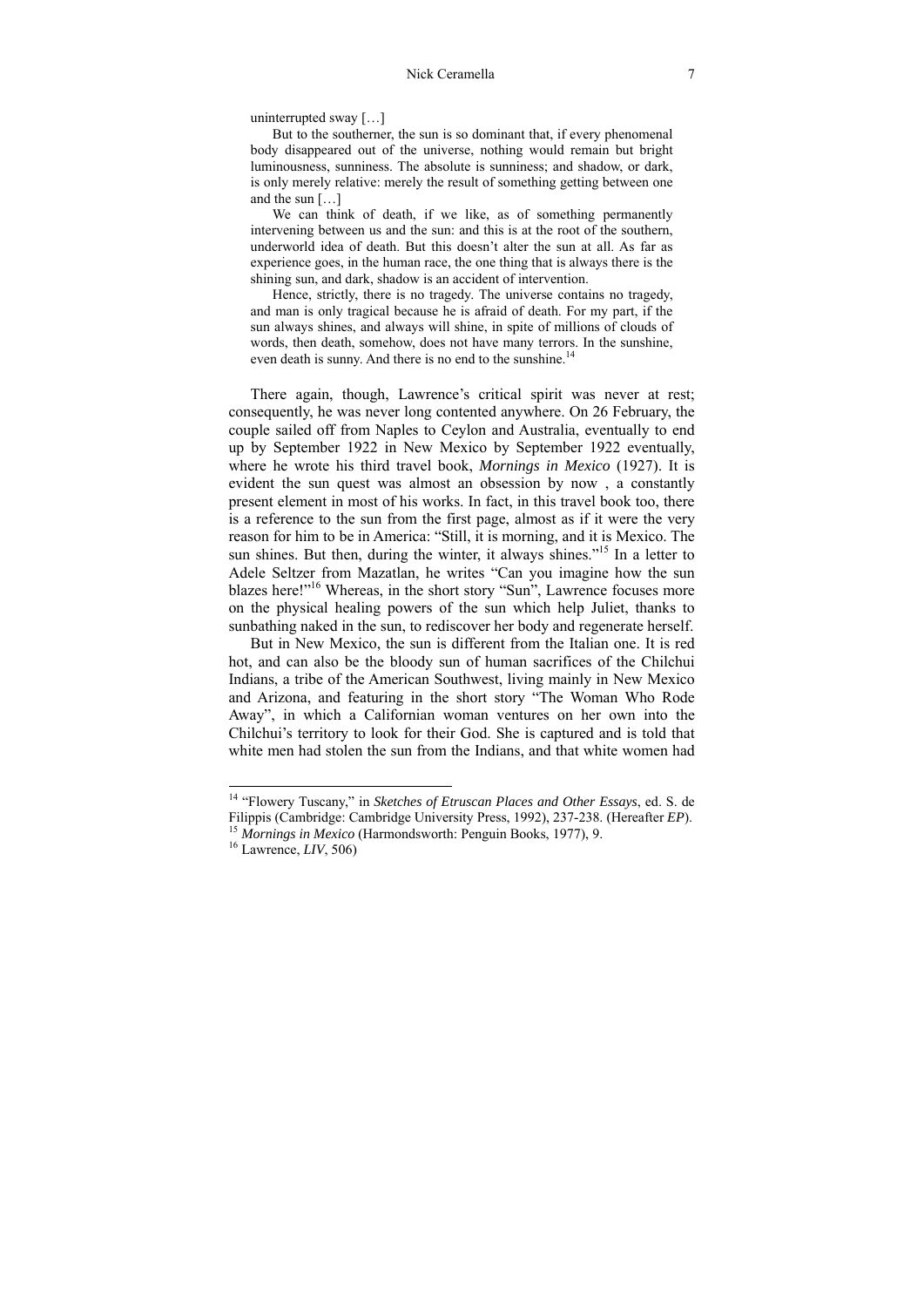uninterrupted sway […]

> But to the southerner, the sun is so dominant that, if every phenomenal body disappeared out of the universe, nothing would remain but bright luminousness, sunniness. The absolute is sunniness; and shadow, or dark, is only merely relative: merely the result of something getting between one and the sun […]
>
> We can think of death, if we like, as of something permanently intervening between us and the sun: and this is at the root of the southern, underworld idea of death. But this doesn't alter the sun at all. As far as experience goes, in the human race, the one thing that is always there is the shining sun, and dark, shadow is an accident of intervention.
>
> Hence, strictly, there is no tragedy. The universe contains no tragedy, and man is only tragical because he is afraid of death. For my part, if the sun always shines, and always will shine, in spite of millions of clouds of words, then death, somehow, does not have many terrors. In the sunshine, even death is sunny. And there is no end to the sunshine.[14]

There again, though, Lawrence's critical spirit was never at rest; consequently, he was never long contented anywhere. On 26 February, the couple sailed off from Naples to Ceylon and Australia, eventually to end up by September 1922 in New Mexico by September 1922 eventually, where he wrote his third travel book, *Mornings in Mexico* (1927). It is evident the sun quest was almost an obsession by now , a constantly present element in most of his works. In fact, in this travel book too, there is a reference to the sun from the first page, almost as if it were the very reason for him to be in America: "Still, it is morning, and it is Mexico. The sun shines. But then, during the winter, it always shines."[15] In a letter to Adele Seltzer from Mazatlan, he writes "Can you imagine how the sun blazes here!"[16] Whereas, in the short story "Sun", Lawrence focuses more on the physical healing powers of the sun which help Juliet, thanks to sunbathing naked in the sun, to rediscover her body and regenerate herself.

But in New Mexico, the sun is different from the Italian one. It is red hot, and can also be the bloody sun of human sacrifices of the Chilchui Indians, a tribe of the American Southwest, living mainly in New Mexico and Arizona, and featuring in the short story "The Woman Who Rode Away", in which a Californian woman ventures on her own into the Chilchui's territory to look for their God. She is captured and is told that white men had stolen the sun from the Indians, and that white women had

---

[14] "Flowery Tuscany," in *Sketches of Etruscan Places and Other Essays*, ed. S. de Filippis (Cambridge: Cambridge University Press, 1992), 237-238. (Hereafter *EP*).

[15] *Mornings in Mexico* (Harmondsworth: Penguin Books, 1977), 9.

[16] Lawrence, *LIV*, 506)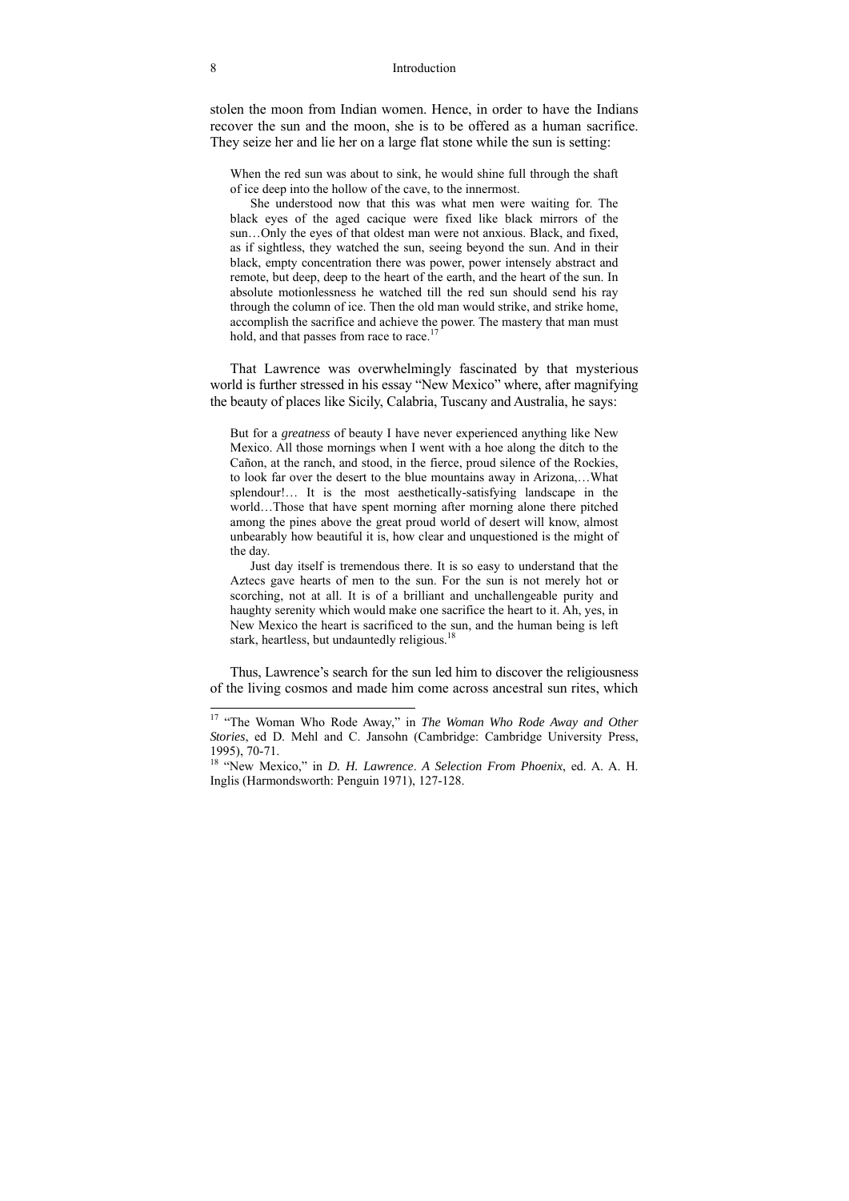stolen the moon from Indian women. Hence, in order to have the Indians recover the sun and the moon, she is to be offered as a human sacrifice. They seize her and lie her on a large flat stone while the sun is setting:

> When the red sun was about to sink, he would shine full through the shaft of ice deep into the hollow of the cave, to the innermost.
>
> She understood now that this was what men were waiting for. The black eyes of the aged cacique were fixed like black mirrors of the sun…Only the eyes of that oldest man were not anxious. Black, and fixed, as if sightless, they watched the sun, seeing beyond the sun. And in their black, empty concentration there was power, power intensely abstract and remote, but deep, deep to the heart of the earth, and the heart of the sun. In absolute motionlessness he watched till the red sun should send his ray through the column of ice. Then the old man would strike, and strike home, accomplish the sacrifice and achieve the power. The mastery that man must hold, and that passes from race to race.[17]

That Lawrence was overwhelmingly fascinated by that mysterious world is further stressed in his essay "New Mexico" where, after magnifying the beauty of places like Sicily, Calabria, Tuscany and Australia, he says:

> But for a *greatness* of beauty I have never experienced anything like New Mexico. All those mornings when I went with a hoe along the ditch to the Cañon, at the ranch, and stood, in the fierce, proud silence of the Rockies, to look far over the desert to the blue mountains away in Arizona,…What splendour!… It is the most aesthetically-satisfying landscape in the world…Those that have spent morning after morning alone there pitched among the pines above the great proud world of desert will know, almost unbearably how beautiful it is, how clear and unquestioned is the might of the day.
>
> Just day itself is tremendous there. It is so easy to understand that the Aztecs gave hearts of men to the sun. For the sun is not merely hot or scorching, not at all. It is of a brilliant and unchallengeable purity and haughty serenity which would make one sacrifice the heart to it. Ah, yes, in New Mexico the heart is sacrificed to the sun, and the human being is left stark, heartless, but undauntedly religious.[18]

Thus, Lawrence's search for the sun led him to discover the religiousness of the living cosmos and made him come across ancestral sun rites, which

---

[17] "The Woman Who Rode Away," in *The Woman Who Rode Away and Other Stories*, ed D. Mehl and C. Jansohn (Cambridge: Cambridge University Press, 1995), 70-71.

[18] "New Mexico," in *D. H. Lawrence*. *A Selection From Phoenix*, ed. A. A. H. Inglis (Harmondsworth: Penguin 1971), 127-128.